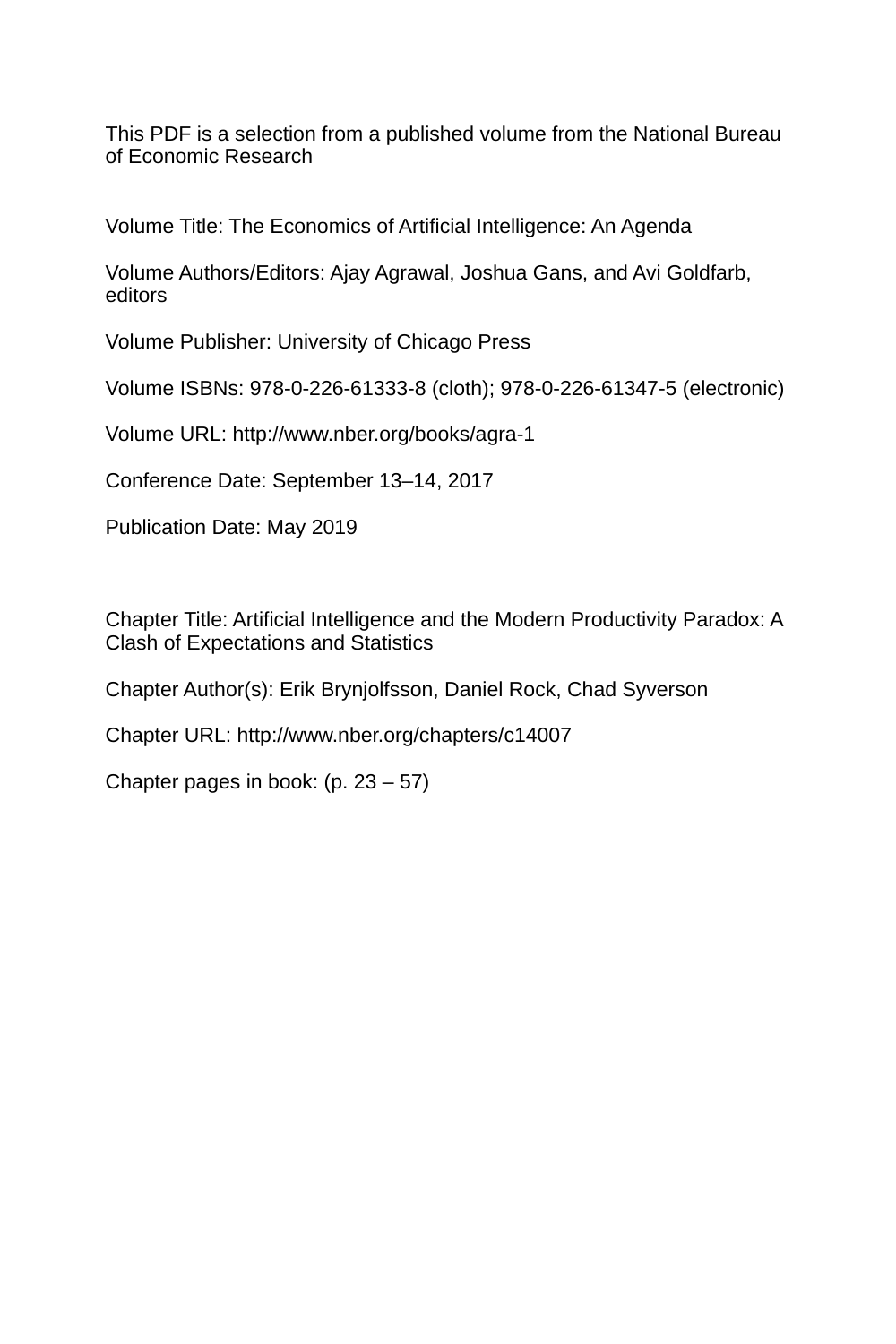This PDF is a selection from a published volume from the National Bureau of Economic Research

Volume Title: The Economics of Artificial Intelligence: An Agenda

Volume Authors/Editors: Ajay Agrawal, Joshua Gans, and Avi Goldfarb, editors

Volume Publisher: University of Chicago Press

Volume ISBNs: 978-0-226-61333-8 (cloth); 978-0-226-61347-5 (electronic)

Volume URL: http://www.nber.org/books/agra-1

Conference Date: September 13–14, 2017

Publication Date: May 2019

Chapter Title: Artificial Intelligence and the Modern Productivity Paradox: A Clash of Expectations and Statistics

Chapter Author(s): Erik Brynjolfsson, Daniel Rock, Chad Syverson

Chapter URL: http://www.nber.org/chapters/c14007

Chapter pages in book: (p. 23 – 57)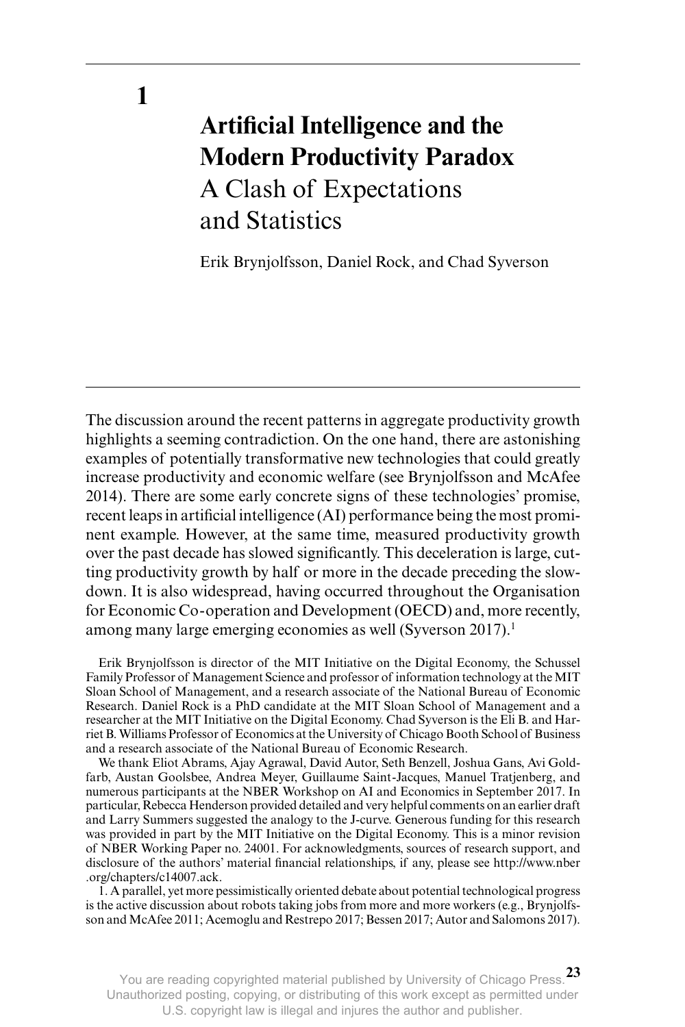# 1

# Artificial Intelligence and the Modern Productivity Paradox
## A Clash of Expectations and Statistics

Erik Brynjolfsson, Daniel Rock, and Chad Syverson

The discussion around the recent patterns in aggregate productivity growth highlights a seeming contradiction. On the one hand, there are astonishing examples of potentially transformative new technologies that could greatly increase productivity and economic welfare (see Brynjolfsson and McAfee 2014). There are some early concrete signs of these technologies' promise, recent leaps in artificial intelligence (AI) performance being the most prominent example. However, at the same time, measured productivity growth over the past decade has slowed significantly. This deceleration is large, cutting productivity growth by half or more in the decade preceding the slowdown. It is also widespread, having occurred throughout the Organisation for Economic Co-operation and Development (OECD) and, more recently, among many large emerging economies as well (Syverson 2017).[1]

Erik Brynjolfsson is director of the MIT Initiative on the Digital Economy, the Schussel Family Professor of Management Science and professor of information technology at the MIT Sloan School of Management, and a research associate of the National Bureau of Economic Research. Daniel Rock is a PhD candidate at the MIT Sloan School of Management and a researcher at the MIT Initiative on the Digital Economy. Chad Syverson is the Eli B. and Harriet B. Williams Professor of Economics at the University of Chicago Booth School of Business and a research associate of the National Bureau of Economic Research.

We thank Eliot Abrams, Ajay Agrawal, David Autor, Seth Benzell, Joshua Gans, Avi Goldfarb, Austan Goolsbee, Andrea Meyer, Guillaume Saint-Jacques, Manuel Tratjenberg, and numerous participants at the NBER Workshop on AI and Economics in September 2017. In particular, Rebecca Henderson provided detailed and very helpful comments on an earlier draft and Larry Summers suggested the analogy to the J-curve. Generous funding for this research was provided in part by the MIT Initiative on the Digital Economy. This is a minor revision of NBER Working Paper no. 24001. For acknowledgments, sources of research support, and disclosure of the authors' material financial relationships, if any, please see http://www.nber.org/chapters/c14007.ack.

1. A parallel, yet more pessimistically oriented debate about potential technological progress is the active discussion about robots taking jobs from more and more workers (e.g., Brynjolfsson and McAfee 2011; Acemoglu and Restrepo 2017; Bessen 2017; Autor and Salomons 2017).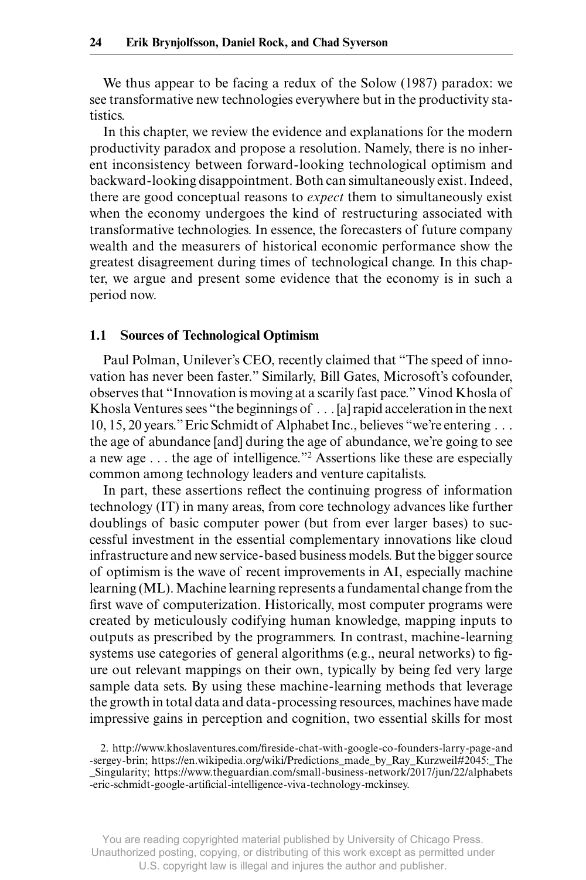We thus appear to be facing a redux of the Solow (1987) paradox: we see transformative new technologies everywhere but in the productivity statistics.

In this chapter, we review the evidence and explanations for the modern productivity paradox and propose a resolution. Namely, there is no inherent inconsistency between forward-looking technological optimism and backward-looking disappointment. Both can simultaneously exist. Indeed, there are good conceptual reasons to *expect* them to simultaneously exist when the economy undergoes the kind of restructuring associated with transformative technologies. In essence, the forecasters of future company wealth and the measurers of historical economic performance show the greatest disagreement during times of technological change. In this chapter, we argue and present some evidence that the economy is in such a period now.

## 1.1 Sources of Technological Optimism

Paul Polman, Unilever's CEO, recently claimed that "The speed of innovation has never been faster." Similarly, Bill Gates, Microsoft's cofounder, observes that "Innovation is moving at a scarily fast pace." Vinod Khosla of Khosla Ventures sees "the beginnings of . . . [a] rapid acceleration in the next 10, 15, 20 years." Eric Schmidt of Alphabet Inc., believes "we're entering . . . the age of abundance [and] during the age of abundance, we're going to see a new age . . . the age of intelligence."[2] Assertions like these are especially common among technology leaders and venture capitalists.

In part, these assertions reflect the continuing progress of information technology (IT) in many areas, from core technology advances like further doublings of basic computer power (but from ever larger bases) to successful investment in the essential complementary innovations like cloud infrastructure and new service-based business models. But the bigger source of optimism is the wave of recent improvements in AI, especially machine learning (ML). Machine learning represents a fundamental change from the first wave of computerization. Historically, most computer programs were created by meticulously codifying human knowledge, mapping inputs to outputs as prescribed by the programmers. In contrast, machine-learning systems use categories of general algorithms (e.g., neural networks) to figure out relevant mappings on their own, typically by being fed very large sample data sets. By using these machine-learning methods that leverage the growth in total data and data-processing resources, machines have made impressive gains in perception and cognition, two essential skills for most

2. http://www.khoslaventures.com/fireside-chat-with-google-co-founders-larry-page-and-sergey-brin; https://en.wikipedia.org/wiki/Predictions_made_by_Ray_Kurzweil#2045:_The_Singularity; https://www.theguardian.com/small-business-network/2017/jun/22/alphabets-eric-schmidt-google-artificial-intelligence-viva-technology-mckinsey.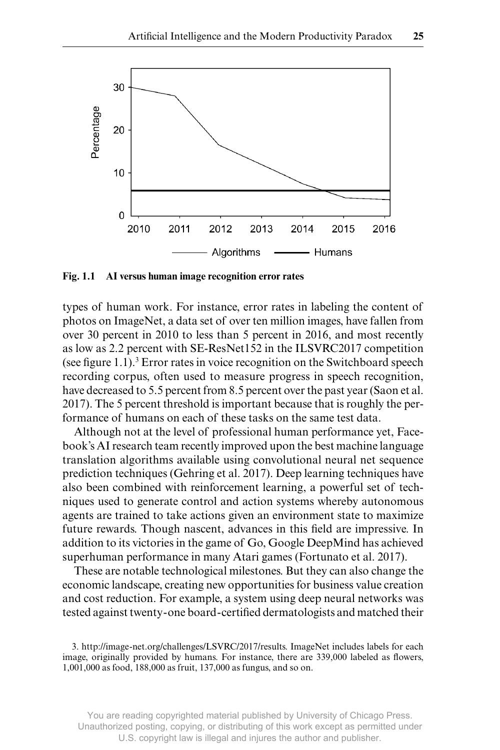Fig. 1.1 **AI versus human image recognition error rates**

types of human work. For instance, error rates in labeling the content of photos on ImageNet, a data set of over ten million images, have fallen from over 30 percent in 2010 to less than 5 percent in 2016, and most recently as low as 2.2 percent with SE-ResNet152 in the ILSVRC2017 competition (see figure 1.1).[3] Error rates in voice recognition on the Switchboard speech recording corpus, often used to measure progress in speech recognition, have decreased to 5.5 percent from 8.5 percent over the past year (Saon et al. 2017). The 5 percent threshold is important because that is roughly the performance of humans on each of these tasks on the same test data.

Although not at the level of professional human performance yet, Facebook's AI research team recently improved upon the best machine language translation algorithms available using convolutional neural net sequence prediction techniques (Gehring et al. 2017). Deep learning techniques have also been combined with reinforcement learning, a powerful set of techniques used to generate control and action systems whereby autonomous agents are trained to take actions given an environment state to maximize future rewards. Though nascent, advances in this field are impressive. In addition to its victories in the game of Go, Google DeepMind has achieved superhuman performance in many Atari games (Fortunato et al. 2017).

These are notable technological milestones. But they can also change the economic landscape, creating new opportunities for business value creation and cost reduction. For example, a system using deep neural networks was tested against twenty-one board-certified dermatologists and matched their

3. http://image-net.org/challenges/LSVRC/2017/results. ImageNet includes labels for each image, originally provided by humans. For instance, there are 339,000 labeled as flowers, 1,001,000 as food, 188,000 as fruit, 137,000 as fungus, and so on.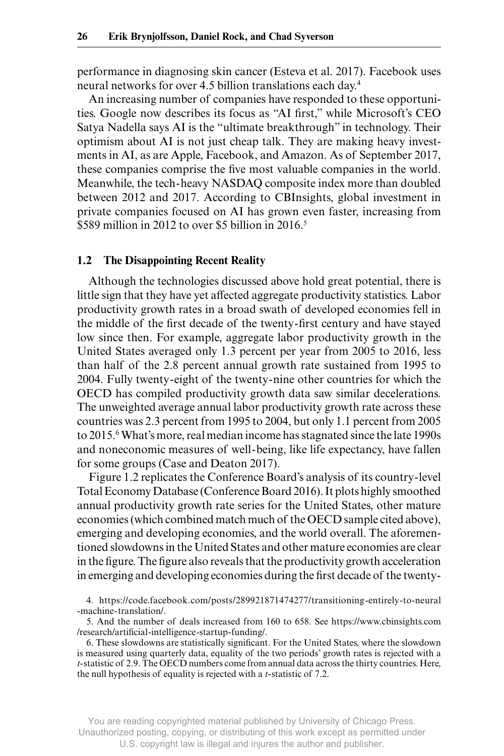performance in diagnosing skin cancer (Esteva et al. 2017). Facebook uses neural networks for over 4.5 billion translations each day.[4]

An increasing number of companies have responded to these opportunities. Google now describes its focus as "AI first," while Microsoft's CEO Satya Nadella says AI is the "ultimate breakthrough" in technology. Their optimism about AI is not just cheap talk. They are making heavy investments in AI, as are Apple, Facebook, and Amazon. As of September 2017, these companies comprise the five most valuable companies in the world. Meanwhile, the tech-heavy NASDAQ composite index more than doubled between 2012 and 2017. According to CBInsights, global investment in private companies focused on AI has grown even faster, increasing from $589 million in 2012 to over $5 billion in 2016.[5]

## 1.2 The Disappointing Recent Reality

Although the technologies discussed above hold great potential, there is little sign that they have yet affected aggregate productivity statistics. Labor productivity growth rates in a broad swath of developed economies fell in the middle of the first decade of the twenty-first century and have stayed low since then. For example, aggregate labor productivity growth in the United States averaged only 1.3 percent per year from 2005 to 2016, less than half of the 2.8 percent annual growth rate sustained from 1995 to 2004. Fully twenty-eight of the twenty-nine other countries for which the OECD has compiled productivity growth data saw similar decelerations. The unweighted average annual labor productivity growth rate across these countries was 2.3 percent from 1995 to 2004, but only 1.1 percent from 2005 to 2015.[6] What's more, real median income has stagnated since the late 1990s and noneconomic measures of well-being, like life expectancy, have fallen for some groups (Case and Deaton 2017).

Figure 1.2 replicates the Conference Board's analysis of its country-level Total Economy Database (Conference Board 2016). It plots highly smoothed annual productivity growth rate series for the United States, other mature economies (which combined match much of the OECD sample cited above), emerging and developing economies, and the world overall. The aforementioned slowdowns in the United States and other mature economies are clear in the figure. The figure also reveals that the productivity growth acceleration in emerging and developing economies during the first decade of the twenty-

4. https://code.facebook.com/posts/289921871474277/transitioning-entirely-to-neural-machine-translation/.

5. And the number of deals increased from 160 to 658. See https://www.cbinsights.com/research/artificial-intelligence-startup-funding/.

6. These slowdowns are statistically significant. For the United States, where the slowdown is measured using quarterly data, equality of the two periods' growth rates is rejected with a $t$-statistic of 2.9. The OECD numbers come from annual data across the thirty countries. Here, the null hypothesis of equality is rejected with a $t$-statistic of 7.2.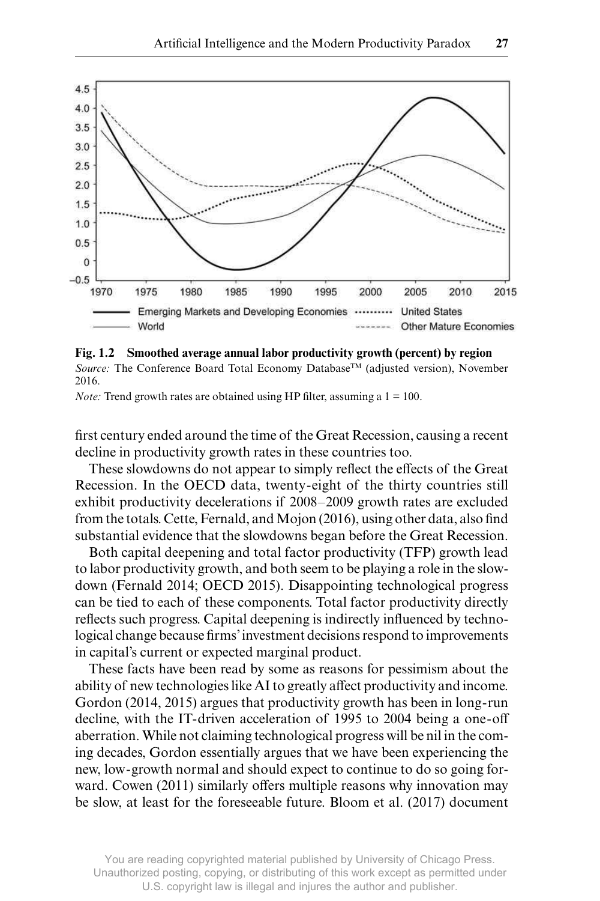**Fig. 1.2 Smoothed average annual labor productivity growth (percent) by region**
*Source:* The Conference Board Total Economy Database™ (adjusted version), November 2016.
*Note:* Trend growth rates are obtained using HP filter, assuming a 1 = 100.

first century ended around the time of the Great Recession, causing a recent decline in productivity growth rates in these countries too.

These slowdowns do not appear to simply reflect the effects of the Great Recession. In the OECD data, twenty-eight of the thirty countries still exhibit productivity decelerations if 2008–2009 growth rates are excluded from the totals. Cette, Fernald, and Mojon (2016), using other data, also find substantial evidence that the slowdowns began before the Great Recession.

Both capital deepening and total factor productivity (TFP) growth lead to labor productivity growth, and both seem to be playing a role in the slowdown (Fernald 2014; OECD 2015). Disappointing technological progress can be tied to each of these components. Total factor productivity directly reflects such progress. Capital deepening is indirectly influenced by technological change because firms' investment decisions respond to improvements in capital's current or expected marginal product.

These facts have been read by some as reasons for pessimism about the ability of new technologies like AI to greatly affect productivity and income. Gordon (2014, 2015) argues that productivity growth has been in long-run decline, with the IT-driven acceleration of 1995 to 2004 being a one-off aberration. While not claiming technological progress will be nil in the coming decades, Gordon essentially argues that we have been experiencing the new, low-growth normal and should expect to continue to do so going forward. Cowen (2011) similarly offers multiple reasons why innovation may be slow, at least for the foreseeable future. Bloom et al. (2017) document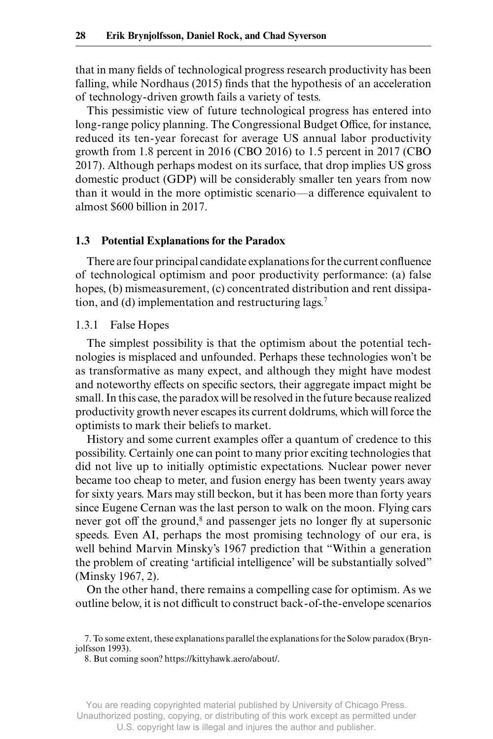that in many fields of technological progress research productivity has been falling, while Nordhaus (2015) finds that the hypothesis of an acceleration of technology-driven growth fails a variety of tests.

This pessimistic view of future technological progress has entered into long-range policy planning. The Congressional Budget Office, for instance, reduced its ten-year forecast for average US annual labor productivity growth from 1.8 percent in 2016 (CBO 2016) to 1.5 percent in 2017 (CBO 2017). Although perhaps modest on its surface, that drop implies US gross domestic product (GDP) will be considerably smaller ten years from now than it would in the more optimistic scenario—a difference equivalent to almost $600 billion in 2017.

## 1.3 Potential Explanations for the Paradox

There are four principal candidate explanations for the current confluence of technological optimism and poor productivity performance: (a) false hopes, (b) mismeasurement, (c) concentrated distribution and rent dissipation, and (d) implementation and restructuring lags.[7]

### 1.3.1 False Hopes

The simplest possibility is that the optimism about the potential technologies is misplaced and unfounded. Perhaps these technologies won't be as transformative as many expect, and although they might have modest and noteworthy effects on specific sectors, their aggregate impact might be small. In this case, the paradox will be resolved in the future because realized productivity growth never escapes its current doldrums, which will force the optimists to mark their beliefs to market.

History and some current examples offer a quantum of credence to this possibility. Certainly one can point to many prior exciting technologies that did not live up to initially optimistic expectations. Nuclear power never became too cheap to meter, and fusion energy has been twenty years away for sixty years. Mars may still beckon, but it has been more than forty years since Eugene Cernan was the last person to walk on the moon. Flying cars never got off the ground,[8] and passenger jets no longer fly at supersonic speeds. Even AI, perhaps the most promising technology of our era, is well behind Marvin Minsky's 1967 prediction that "Within a generation the problem of creating 'artificial intelligence' will be substantially solved" (Minsky 1967, 2).

On the other hand, there remains a compelling case for optimism. As we outline below, it is not difficult to construct back-of-the-envelope scenarios

7. To some extent, these explanations parallel the explanations for the Solow paradox (Brynjolfsson 1993).

8. But coming soon? https://kittyhawk.aero/about/.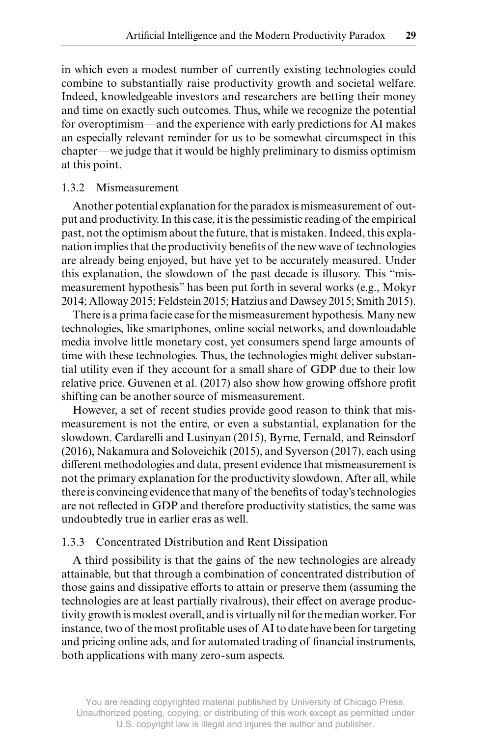in which even a modest number of currently existing technologies could combine to substantially raise productivity growth and societal welfare. Indeed, knowledgeable investors and researchers are betting their money and time on exactly such outcomes. Thus, while we recognize the potential for overoptimism—and the experience with early predictions for AI makes an especially relevant reminder for us to be somewhat circumspect in this chapter—we judge that it would be highly preliminary to dismiss optimism at this point.

### 1.3.2 Mismeasurement

Another potential explanation for the paradox is mismeasurement of output and productivity. In this case, it is the pessimistic reading of the empirical past, not the optimism about the future, that is mistaken. Indeed, this explanation implies that the productivity benefits of the new wave of technologies are already being enjoyed, but have yet to be accurately measured. Under this explanation, the slowdown of the past decade is illusory. This "mismeasurement hypothesis" has been put forth in several works (e.g., Mokyr 2014; Alloway 2015; Feldstein 2015; Hatzius and Dawsey 2015; Smith 2015).

There is a prima facie case for the mismeasurement hypothesis. Many new technologies, like smartphones, online social networks, and downloadable media involve little monetary cost, yet consumers spend large amounts of time with these technologies. Thus, the technologies might deliver substantial utility even if they account for a small share of GDP due to their low relative price. Guvenen et al. (2017) also show how growing offshore profit shifting can be another source of mismeasurement.

However, a set of recent studies provide good reason to think that mismeasurement is not the entire, or even a substantial, explanation for the slowdown. Cardarelli and Lusinyan (2015), Byrne, Fernald, and Reinsdorf (2016), Nakamura and Soloveichik (2015), and Syverson (2017), each using different methodologies and data, present evidence that mismeasurement is not the primary explanation for the productivity slowdown. After all, while there is convincing evidence that many of the benefits of today's technologies are not reflected in GDP and therefore productivity statistics, the same was undoubtedly true in earlier eras as well.

### 1.3.3 Concentrated Distribution and Rent Dissipation

A third possibility is that the gains of the new technologies are already attainable, but that through a combination of concentrated distribution of those gains and dissipative efforts to attain or preserve them (assuming the technologies are at least partially rivalrous), their effect on average productivity growth is modest overall, and is virtually nil for the median worker. For instance, two of the most profitable uses of AI to date have been for targeting and pricing online ads, and for automated trading of financial instruments, both applications with many zero-sum aspects.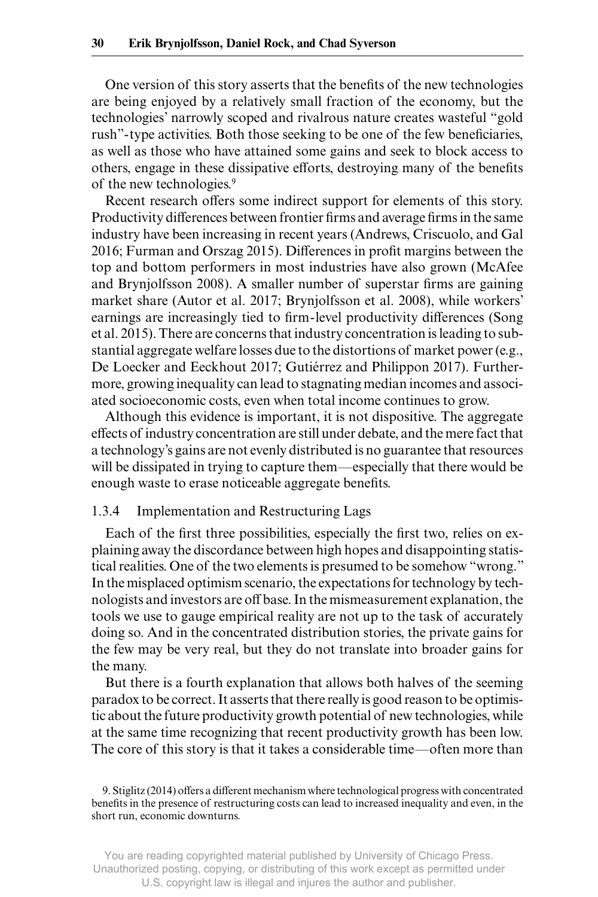One version of this story asserts that the benefits of the new technologies are being enjoyed by a relatively small fraction of the economy, but the technologies' narrowly scoped and rivalrous nature creates wasteful "gold rush"-type activities. Both those seeking to be one of the few beneficiaries, as well as those who have attained some gains and seek to block access to others, engage in these dissipative efforts, destroying many of the benefits of the new technologies.[9]

Recent research offers some indirect support for elements of this story. Productivity differences between frontier firms and average firms in the same industry have been increasing in recent years (Andrews, Criscuolo, and Gal 2016; Furman and Orszag 2015). Differences in profit margins between the top and bottom performers in most industries have also grown (McAfee and Brynjolfsson 2008). A smaller number of superstar firms are gaining market share (Autor et al. 2017; Brynjolfsson et al. 2008), while workers' earnings are increasingly tied to firm-level productivity differences (Song et al. 2015). There are concerns that industry concentration is leading to substantial aggregate welfare losses due to the distortions of market power (e.g., De Loecker and Eeckhout 2017; Gutiérrez and Philippon 2017). Furthermore, growing inequality can lead to stagnating median incomes and associated socioeconomic costs, even when total income continues to grow.

Although this evidence is important, it is not dispositive. The aggregate effects of industry concentration are still under debate, and the mere fact that a technology's gains are not evenly distributed is no guarantee that resources will be dissipated in trying to capture them—especially that there would be enough waste to erase noticeable aggregate benefits.

### 1.3.4 Implementation and Restructuring Lags

Each of the first three possibilities, especially the first two, relies on explaining away the discordance between high hopes and disappointing statistical realities. One of the two elements is presumed to be somehow "wrong." In the misplaced optimism scenario, the expectations for technology by technologists and investors are off base. In the mismeasurement explanation, the tools we use to gauge empirical reality are not up to the task of accurately doing so. And in the concentrated distribution stories, the private gains for the few may be very real, but they do not translate into broader gains for the many.

But there is a fourth explanation that allows both halves of the seeming paradox to be correct. It asserts that there really is good reason to be optimistic about the future productivity growth potential of new technologies, while at the same time recognizing that recent productivity growth has been low. The core of this story is that it takes a considerable time—often more than

9. Stiglitz (2014) offers a different mechanism where technological progress with concentrated benefits in the presence of restructuring costs can lead to increased inequality and even, in the short run, economic downturns.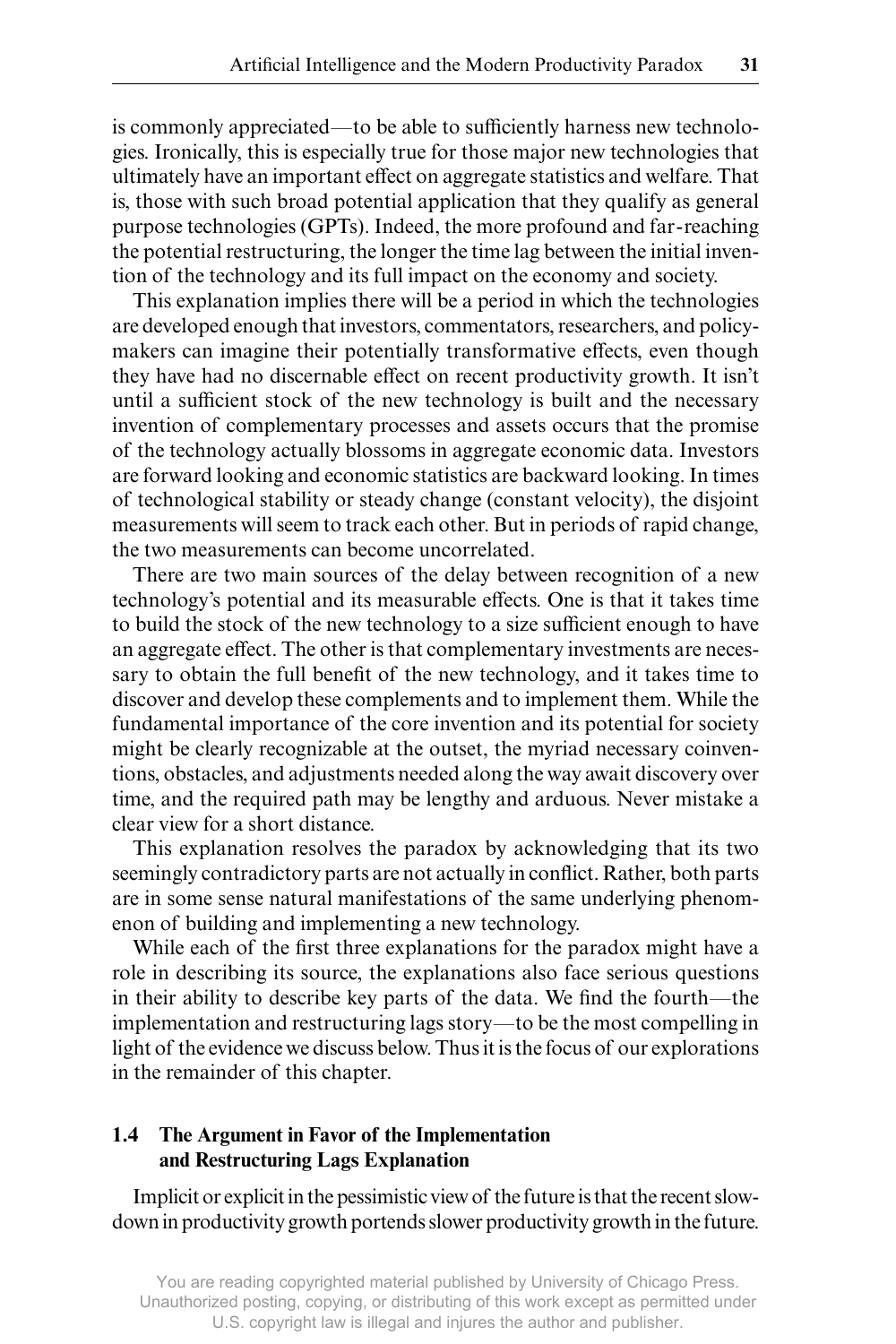is commonly appreciated—to be able to sufficiently harness new technologies. Ironically, this is especially true for those major new technologies that ultimately have an important effect on aggregate statistics and welfare. That is, those with such broad potential application that they qualify as general purpose technologies (GPTs). Indeed, the more profound and far-reaching the potential restructuring, the longer the time lag between the initial invention of the technology and its full impact on the economy and society.

This explanation implies there will be a period in which the technologies are developed enough that investors, commentators, researchers, and policymakers can imagine their potentially transformative effects, even though they have had no discernable effect on recent productivity growth. It isn't until a sufficient stock of the new technology is built and the necessary invention of complementary processes and assets occurs that the promise of the technology actually blossoms in aggregate economic data. Investors are forward looking and economic statistics are backward looking. In times of technological stability or steady change (constant velocity), the disjoint measurements will seem to track each other. But in periods of rapid change, the two measurements can become uncorrelated.

There are two main sources of the delay between recognition of a new technology's potential and its measurable effects. One is that it takes time to build the stock of the new technology to a size sufficient enough to have an aggregate effect. The other is that complementary investments are necessary to obtain the full benefit of the new technology, and it takes time to discover and develop these complements and to implement them. While the fundamental importance of the core invention and its potential for society might be clearly recognizable at the outset, the myriad necessary coinventions, obstacles, and adjustments needed along the way await discovery over time, and the required path may be lengthy and arduous. Never mistake a clear view for a short distance.

This explanation resolves the paradox by acknowledging that its two seemingly contradictory parts are not actually in conflict. Rather, both parts are in some sense natural manifestations of the same underlying phenomenon of building and implementing a new technology.

While each of the first three explanations for the paradox might have a role in describing its source, the explanations also face serious questions in their ability to describe key parts of the data. We find the fourth—the implementation and restructuring lags story—to be the most compelling in light of the evidence we discuss below. Thus it is the focus of our explorations in the remainder of this chapter.

## 1.4 The Argument in Favor of the Implementation and Restructuring Lags Explanation

Implicit or explicit in the pessimistic view of the future is that the recent slowdown in productivity growth portends slower productivity growth in the future.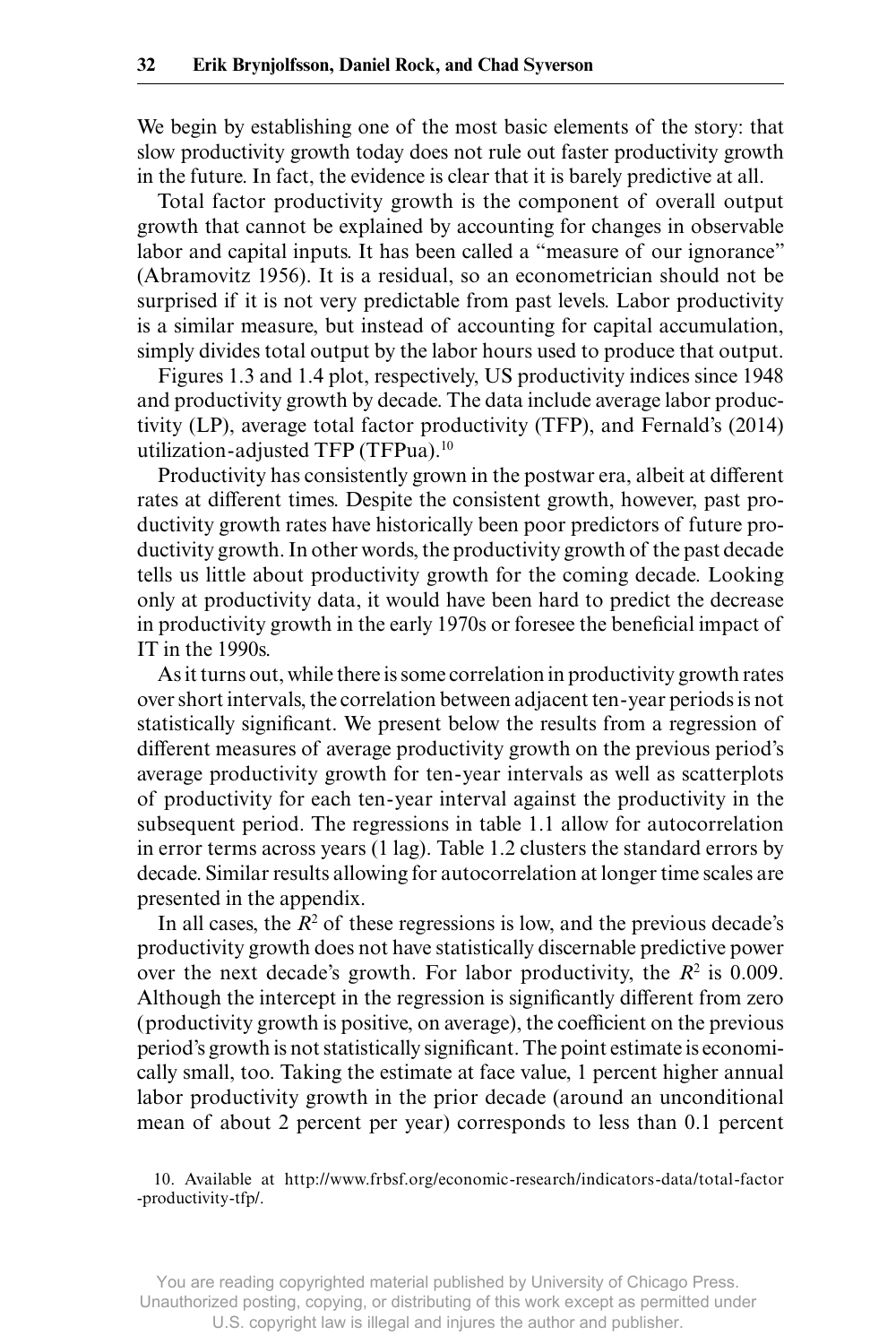We begin by establishing one of the most basic elements of the story: that slow productivity growth today does not rule out faster productivity growth in the future. In fact, the evidence is clear that it is barely predictive at all.

Total factor productivity growth is the component of overall output growth that cannot be explained by accounting for changes in observable labor and capital inputs. It has been called a "measure of our ignorance" (Abramovitz 1956). It is a residual, so an econometrician should not be surprised if it is not very predictable from past levels. Labor productivity is a similar measure, but instead of accounting for capital accumulation, simply divides total output by the labor hours used to produce that output.

Figures 1.3 and 1.4 plot, respectively, US productivity indices since 1948 and productivity growth by decade. The data include average labor productivity (LP), average total factor productivity (TFP), and Fernald's (2014) utilization-adjusted TFP (TFPua).[10]

Productivity has consistently grown in the postwar era, albeit at different rates at different times. Despite the consistent growth, however, past productivity growth rates have historically been poor predictors of future productivity growth. In other words, the productivity growth of the past decade tells us little about productivity growth for the coming decade. Looking only at productivity data, it would have been hard to predict the decrease in productivity growth in the early 1970s or foresee the beneficial impact of IT in the 1990s.

As it turns out, while there is some correlation in productivity growth rates over short intervals, the correlation between adjacent ten-year periods is not statistically significant. We present below the results from a regression of different measures of average productivity growth on the previous period's average productivity growth for ten-year intervals as well as scatterplots of productivity for each ten-year interval against the productivity in the subsequent period. The regressions in table 1.1 allow for autocorrelation in error terms across years (1 lag). Table 1.2 clusters the standard errors by decade. Similar results allowing for autocorrelation at longer time scales are presented in the appendix.

In all cases, the $R^2$ of these regressions is low, and the previous decade's productivity growth does not have statistically discernable predictive power over the next decade's growth. For labor productivity, the $R^2$ is 0.009. Although the intercept in the regression is significantly different from zero (productivity growth is positive, on average), the coefficient on the previous period's growth is not statistically significant. The point estimate is economically small, too. Taking the estimate at face value, 1 percent higher annual labor productivity growth in the prior decade (around an unconditional mean of about 2 percent per year) corresponds to less than 0.1 percent

10. Available at http://www.frbsf.org/economic-research/indicators-data/total-factor-productivity-tfp/.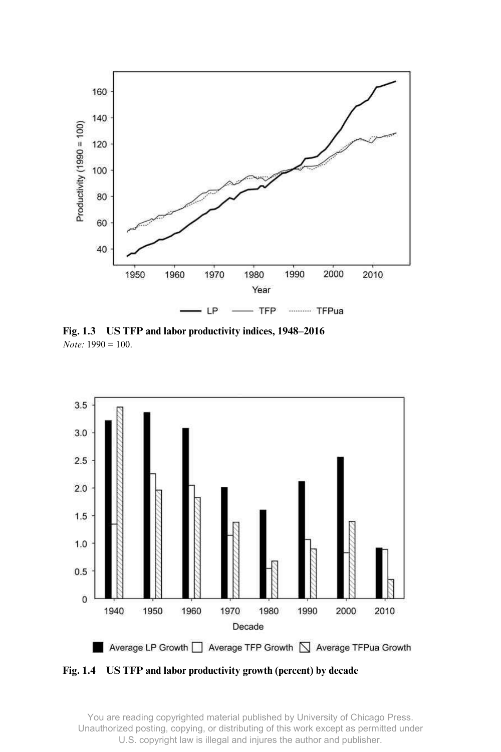**Fig. 1.3 US TFP and labor productivity indices, 1948–2016**

*Note:* 1990 = 100.

**Fig. 1.4 US TFP and labor productivity growth (percent) by decade**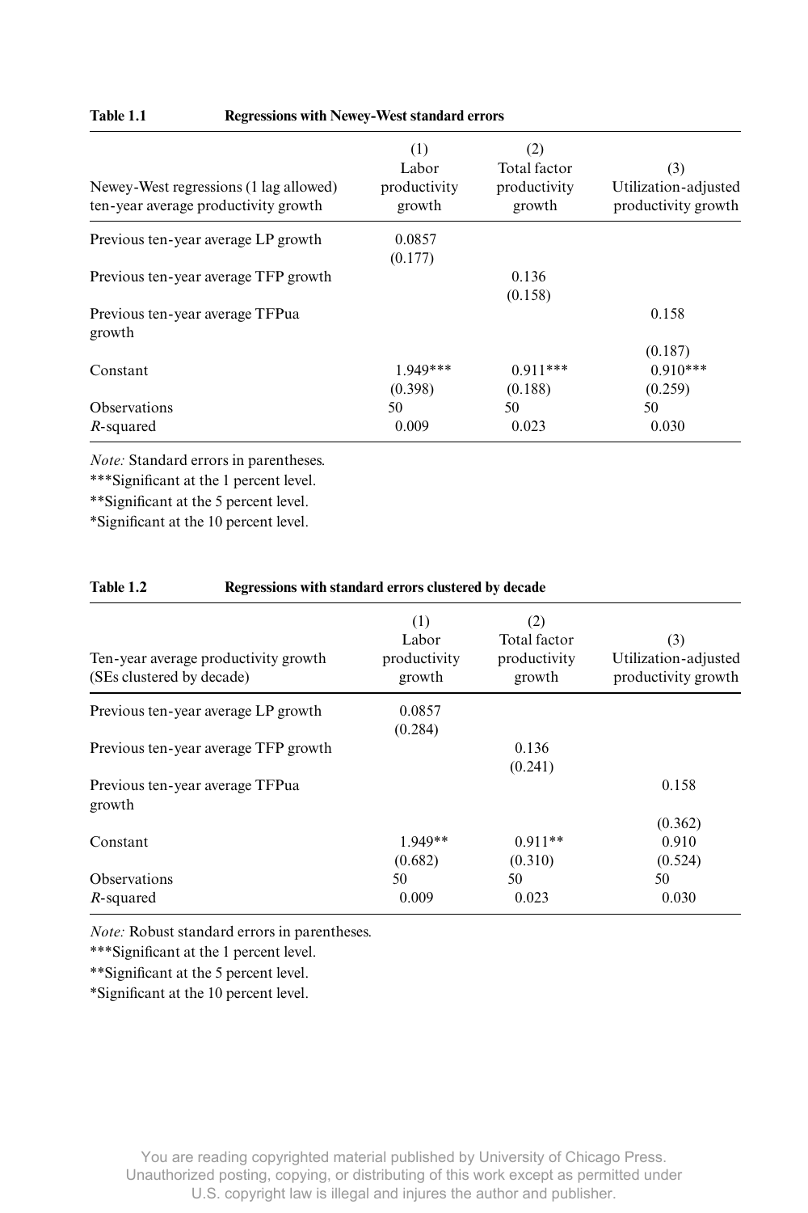**Table 1.1** **Regressions with Newey-West standard errors**

| Newey-West regressions (1 lag allowed) ten-year average productivity growth | (1) Labor productivity growth | (2) Total factor productivity growth | (3) Utilization-adjusted productivity growth |
|---|---|---|---|
| Previous ten-year average LP growth | 0.0857 | | |
| | (0.177) | | |
| Previous ten-year average TFP growth | | 0.136 | |
| | | (0.158) | |
| Previous ten-year average TFPua growth | | | 0.158 |
| | | | (0.187) |
| Constant | 1.949*** | 0.911*** | 0.910*** |
| | (0.398) | (0.188) | (0.259) |
| Observations | 50 | 50 | 50 |
| $R$-squared | 0.009 | 0.023 | 0.030 |

*Note:* Standard errors in parentheses.
***Significant at the 1 percent level.
**Significant at the 5 percent level.
*Significant at the 10 percent level.

**Table 1.2** **Regressions with standard errors clustered by decade**

| Ten-year average productivity growth (SEs clustered by decade) | (1) Labor productivity growth | (2) Total factor productivity growth | (3) Utilization-adjusted productivity growth |
|---|---|---|---|
| Previous ten-year average LP growth | 0.0857 | | |
| | (0.284) | | |
| Previous ten-year average TFP growth | | 0.136 | |
| | | (0.241) | |
| Previous ten-year average TFPua growth | | | 0.158 |
| | | | (0.362) |
| Constant | 1.949** | 0.911** | 0.910 |
| | (0.682) | (0.310) | (0.524) |
| Observations | 50 | 50 | 50 |
| $R$-squared | 0.009 | 0.023 | 0.030 |

*Note:* Robust standard errors in parentheses.
***Significant at the 1 percent level.
**Significant at the 5 percent level.
*Significant at the 10 percent level.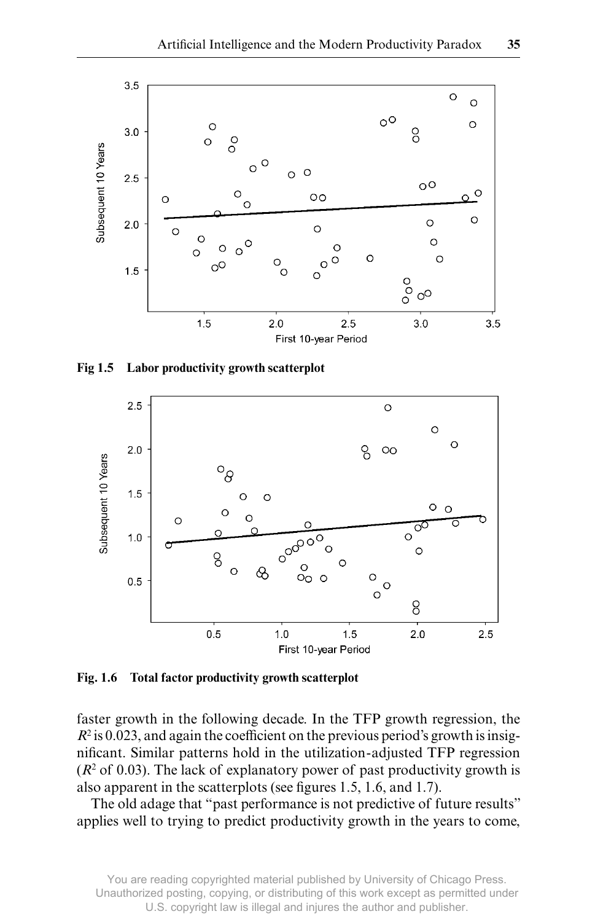Fig 1.5 Labor productivity growth scatterplot

Fig. 1.6 Total factor productivity growth scatterplot

faster growth in the following decade. In the TFP growth regression, the $R^2$ is 0.023, and again the coefficient on the previous period's growth is insignificant. Similar patterns hold in the utilization-adjusted TFP regression ($R^2$ of 0.03). The lack of explanatory power of past productivity growth is also apparent in the scatterplots (see figures 1.5, 1.6, and 1.7).

The old adage that "past performance is not predictive of future results" applies well to trying to predict productivity growth in the years to come,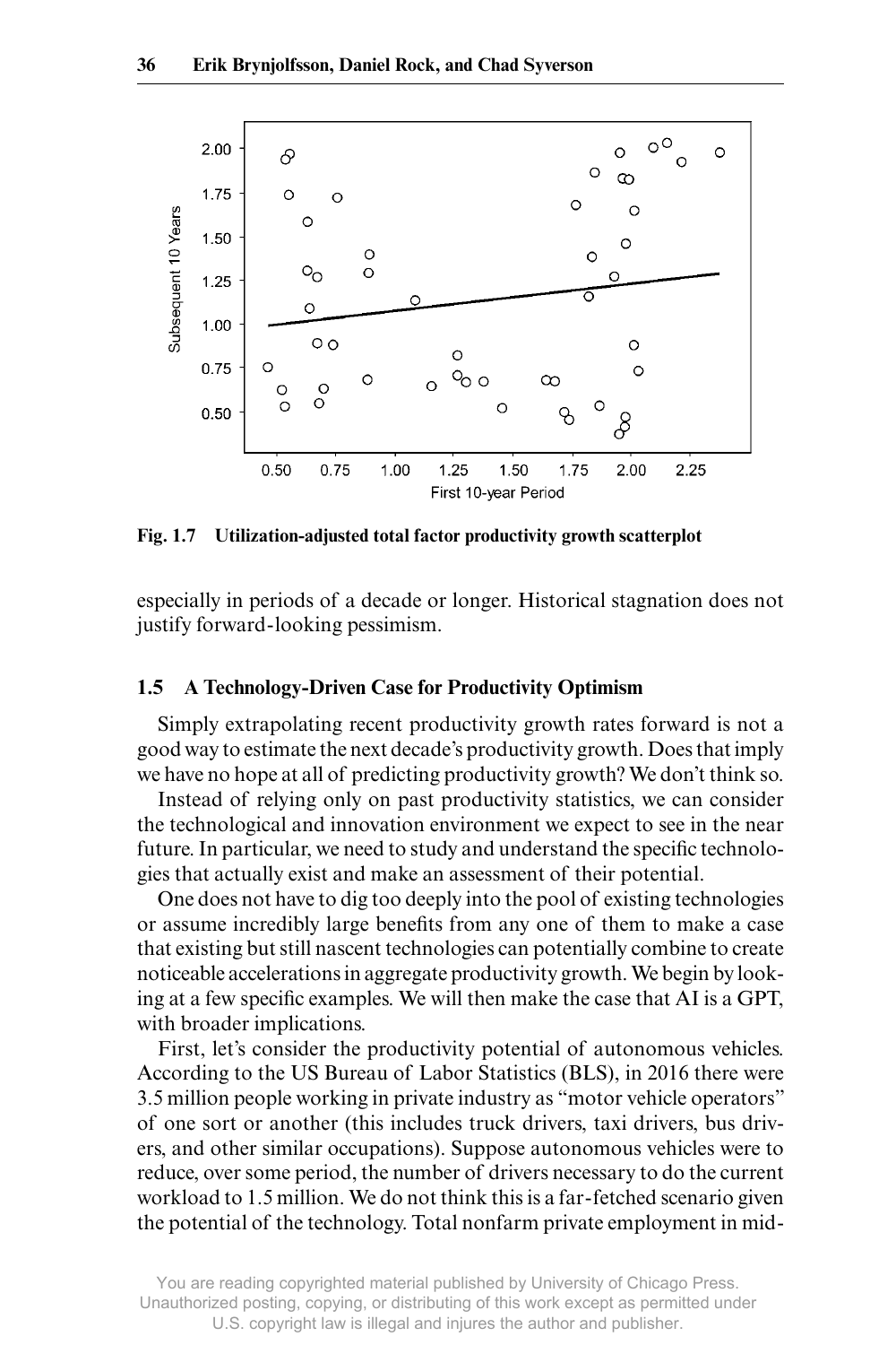Fig. 1.7 Utilization-adjusted total factor productivity growth scatterplot

especially in periods of a decade or longer. Historical stagnation does not justify forward-looking pessimism.

## 1.5 A Technology-Driven Case for Productivity Optimism

Simply extrapolating recent productivity growth rates forward is not a good way to estimate the next decade's productivity growth. Does that imply we have no hope at all of predicting productivity growth? We don't think so.

Instead of relying only on past productivity statistics, we can consider the technological and innovation environment we expect to see in the near future. In particular, we need to study and understand the specific technologies that actually exist and make an assessment of their potential.

One does not have to dig too deeply into the pool of existing technologies or assume incredibly large benefits from any one of them to make a case that existing but still nascent technologies can potentially combine to create noticeable accelerations in aggregate productivity growth. We begin by looking at a few specific examples. We will then make the case that AI is a GPT, with broader implications.

First, let's consider the productivity potential of autonomous vehicles. According to the US Bureau of Labor Statistics (BLS), in 2016 there were 3.5 million people working in private industry as "motor vehicle operators" of one sort or another (this includes truck drivers, taxi drivers, bus drivers, and other similar occupations). Suppose autonomous vehicles were to reduce, over some period, the number of drivers necessary to do the current workload to 1.5 million. We do not think this is a far-fetched scenario given the potential of the technology. Total nonfarm private employment in mid-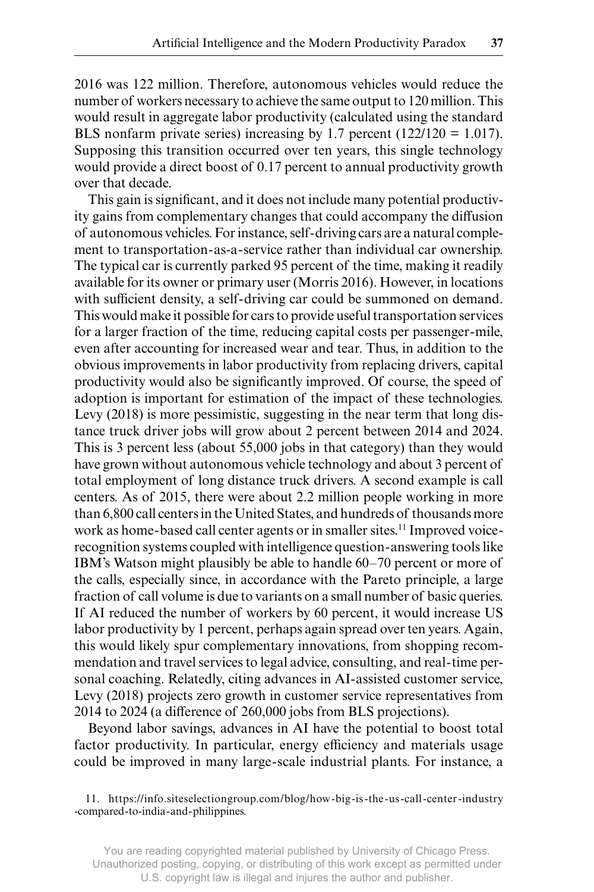2016 was 122 million. Therefore, autonomous vehicles would reduce the number of workers necessary to achieve the same output to 120 million. This would result in aggregate labor productivity (calculated using the standard BLS nonfarm private series) increasing by 1.7 percent (122/120 = 1.017). Supposing this transition occurred over ten years, this single technology would provide a direct boost of 0.17 percent to annual productivity growth over that decade.

This gain is significant, and it does not include many potential productivity gains from complementary changes that could accompany the diffusion of autonomous vehicles. For instance, self-driving cars are a natural complement to transportation-as-a-service rather than individual car ownership. The typical car is currently parked 95 percent of the time, making it readily available for its owner or primary user (Morris 2016). However, in locations with sufficient density, a self-driving car could be summoned on demand. This would make it possible for cars to provide useful transportation services for a larger fraction of the time, reducing capital costs per passenger-mile, even after accounting for increased wear and tear. Thus, in addition to the obvious improvements in labor productivity from replacing drivers, capital productivity would also be significantly improved. Of course, the speed of adoption is important for estimation of the impact of these technologies. Levy (2018) is more pessimistic, suggesting in the near term that long distance truck driver jobs will grow about 2 percent between 2014 and 2024. This is 3 percent less (about 55,000 jobs in that category) than they would have grown without autonomous vehicle technology and about 3 percent of total employment of long distance truck drivers. A second example is call centers. As of 2015, there were about 2.2 million people working in more than 6,800 call centers in the United States, and hundreds of thousands more work as home-based call center agents or in smaller sites.[11] Improved voice-recognition systems coupled with intelligence question-answering tools like IBM's Watson might plausibly be able to handle 60–70 percent or more of the calls, especially since, in accordance with the Pareto principle, a large fraction of call volume is due to variants on a small number of basic queries. If AI reduced the number of workers by 60 percent, it would increase US labor productivity by 1 percent, perhaps again spread over ten years. Again, this would likely spur complementary innovations, from shopping recommendation and travel services to legal advice, consulting, and real-time personal coaching. Relatedly, citing advances in AI-assisted customer service, Levy (2018) projects zero growth in customer service representatives from 2014 to 2024 (a difference of 260,000 jobs from BLS projections).

Beyond labor savings, advances in AI have the potential to boost total factor productivity. In particular, energy efficiency and materials usage could be improved in many large-scale industrial plants. For instance, a

11. https://info.siteselectiongroup.com/blog/how-big-is-the-us-call-center-industry-compared-to-india-and-philippines.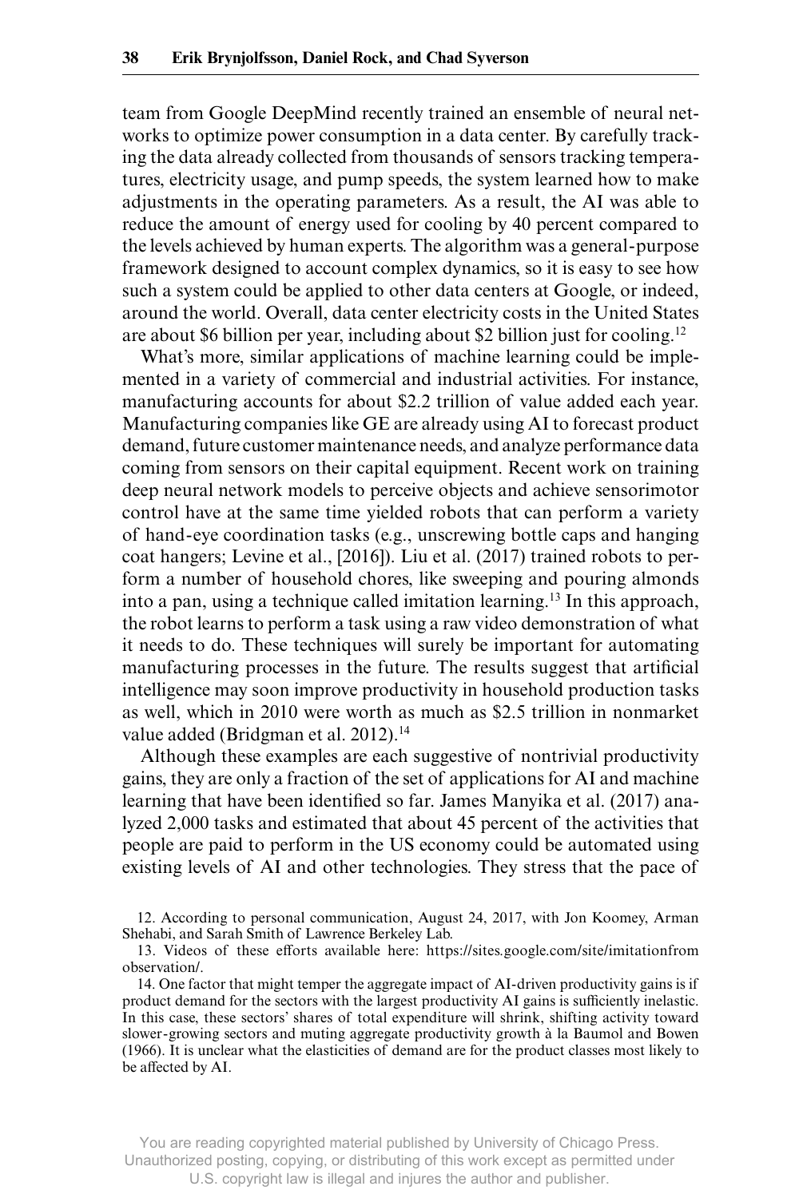team from Google DeepMind recently trained an ensemble of neural networks to optimize power consumption in a data center. By carefully tracking the data already collected from thousands of sensors tracking temperatures, electricity usage, and pump speeds, the system learned how to make adjustments in the operating parameters. As a result, the AI was able to reduce the amount of energy used for cooling by 40 percent compared to the levels achieved by human experts. The algorithm was a general-purpose framework designed to account complex dynamics, so it is easy to see how such a system could be applied to other data centers at Google, or indeed, around the world. Overall, data center electricity costs in the United States are about $6 billion per year, including about $2 billion just for cooling.[12]

What's more, similar applications of machine learning could be implemented in a variety of commercial and industrial activities. For instance, manufacturing accounts for about $2.2 trillion of value added each year. Manufacturing companies like GE are already using AI to forecast product demand, future customer maintenance needs, and analyze performance data coming from sensors on their capital equipment. Recent work on training deep neural network models to perceive objects and achieve sensorimotor control have at the same time yielded robots that can perform a variety of hand-eye coordination tasks (e.g., unscrewing bottle caps and hanging coat hangers; Levine et al., [2016]). Liu et al. (2017) trained robots to perform a number of household chores, like sweeping and pouring almonds into a pan, using a technique called imitation learning.[13] In this approach, the robot learns to perform a task using a raw video demonstration of what it needs to do. These techniques will surely be important for automating manufacturing processes in the future. The results suggest that artificial intelligence may soon improve productivity in household production tasks as well, which in 2010 were worth as much as $2.5 trillion in nonmarket value added (Bridgman et al. 2012).[14]

Although these examples are each suggestive of nontrivial productivity gains, they are only a fraction of the set of applications for AI and machine learning that have been identified so far. James Manyika et al. (2017) analyzed 2,000 tasks and estimated that about 45 percent of the activities that people are paid to perform in the US economy could be automated using existing levels of AI and other technologies. They stress that the pace of

12. According to personal communication, August 24, 2017, with Jon Koomey, Arman Shehabi, and Sarah Smith of Lawrence Berkeley Lab.

13. Videos of these efforts available here: https://sites.google.com/site/imitationfrom observation/.

14. One factor that might temper the aggregate impact of AI-driven productivity gains is if product demand for the sectors with the largest productivity AI gains is sufficiently inelastic. In this case, these sectors' shares of total expenditure will shrink, shifting activity toward slower-growing sectors and muting aggregate productivity growth à la Baumol and Bowen (1966). It is unclear what the elasticities of demand are for the product classes most likely to be affected by AI.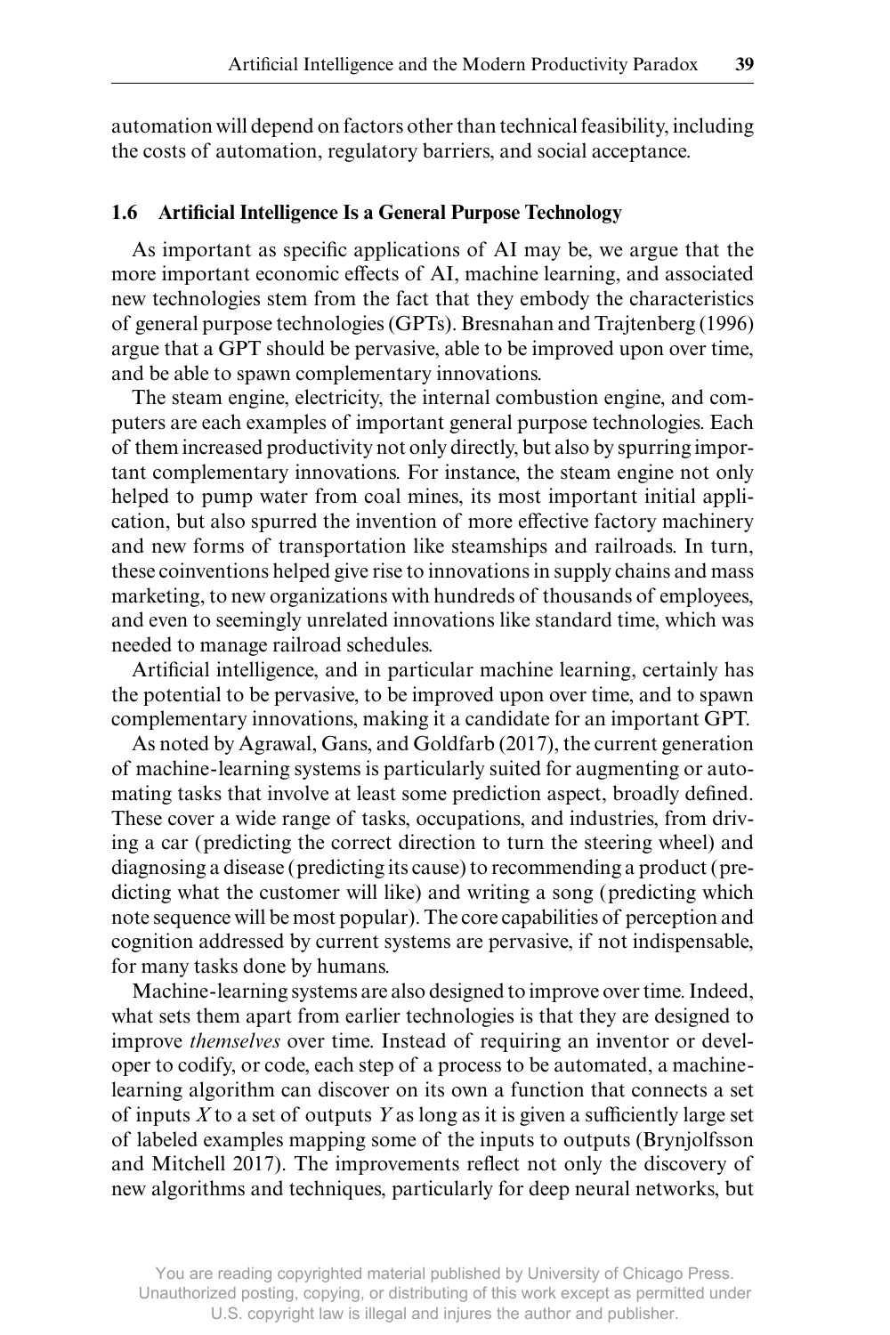automation will depend on factors other than technical feasibility, including the costs of automation, regulatory barriers, and social acceptance.

### 1.6 Artificial Intelligence Is a General Purpose Technology

As important as specific applications of AI may be, we argue that the more important economic effects of AI, machine learning, and associated new technologies stem from the fact that they embody the characteristics of general purpose technologies (GPTs). Bresnahan and Trajtenberg (1996) argue that a GPT should be pervasive, able to be improved upon over time, and be able to spawn complementary innovations.

The steam engine, electricity, the internal combustion engine, and computers are each examples of important general purpose technologies. Each of them increased productivity not only directly, but also by spurring important complementary innovations. For instance, the steam engine not only helped to pump water from coal mines, its most important initial application, but also spurred the invention of more effective factory machinery and new forms of transportation like steamships and railroads. In turn, these coinventions helped give rise to innovations in supply chains and mass marketing, to new organizations with hundreds of thousands of employees, and even to seemingly unrelated innovations like standard time, which was needed to manage railroad schedules.

Artificial intelligence, and in particular machine learning, certainly has the potential to be pervasive, to be improved upon over time, and to spawn complementary innovations, making it a candidate for an important GPT.

As noted by Agrawal, Gans, and Goldfarb (2017), the current generation of machine-learning systems is particularly suited for augmenting or automating tasks that involve at least some prediction aspect, broadly defined. These cover a wide range of tasks, occupations, and industries, from driving a car (predicting the correct direction to turn the steering wheel) and diagnosing a disease (predicting its cause) to recommending a product (predicting what the customer will like) and writing a song (predicting which note sequence will be most popular). The core capabilities of perception and cognition addressed by current systems are pervasive, if not indispensable, for many tasks done by humans.

Machine-learning systems are also designed to improve over time. Indeed, what sets them apart from earlier technologies is that they are designed to improve *themselves* over time. Instead of requiring an inventor or developer to codify, or code, each step of a process to be automated, a machine-learning algorithm can discover on its own a function that connects a set of inputs $X$ to a set of outputs $Y$ as long as it is given a sufficiently large set of labeled examples mapping some of the inputs to outputs (Brynjolfsson and Mitchell 2017). The improvements reflect not only the discovery of new algorithms and techniques, particularly for deep neural networks, but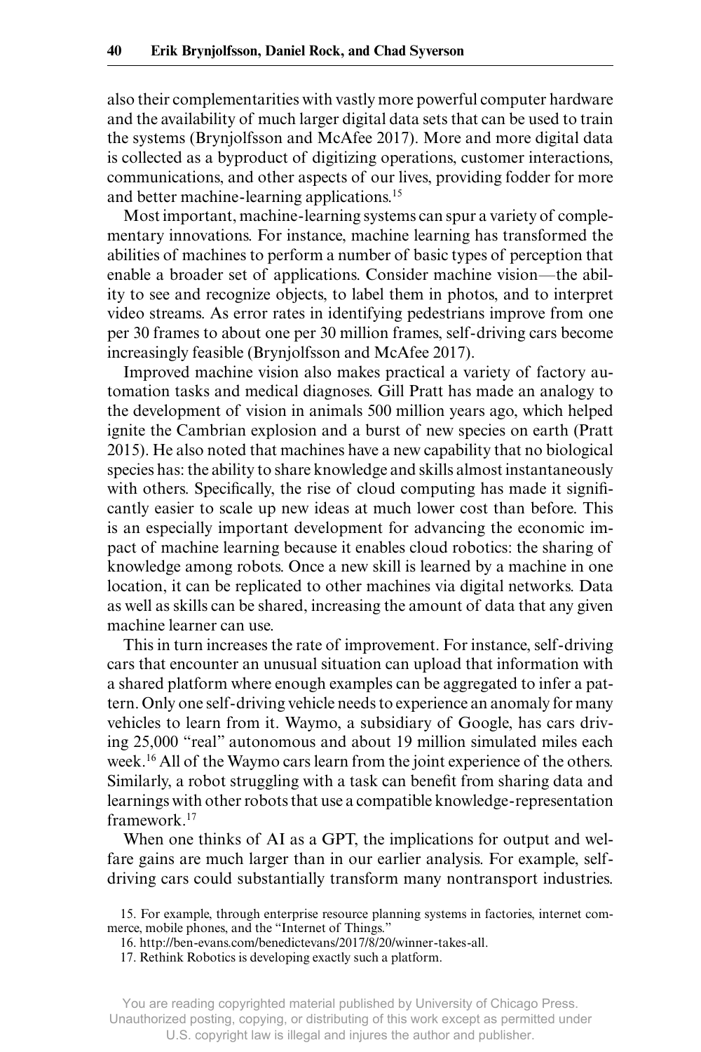also their complementarities with vastly more powerful computer hardware and the availability of much larger digital data sets that can be used to train the systems (Brynjolfsson and McAfee 2017). More and more digital data is collected as a byproduct of digitizing operations, customer interactions, communications, and other aspects of our lives, providing fodder for more and better machine-learning applications.[15]

Most important, machine-learning systems can spur a variety of complementary innovations. For instance, machine learning has transformed the abilities of machines to perform a number of basic types of perception that enable a broader set of applications. Consider machine vision—the ability to see and recognize objects, to label them in photos, and to interpret video streams. As error rates in identifying pedestrians improve from one per 30 frames to about one per 30 million frames, self-driving cars become increasingly feasible (Brynjolfsson and McAfee 2017).

Improved machine vision also makes practical a variety of factory automation tasks and medical diagnoses. Gill Pratt has made an analogy to the development of vision in animals 500 million years ago, which helped ignite the Cambrian explosion and a burst of new species on earth (Pratt 2015). He also noted that machines have a new capability that no biological species has: the ability to share knowledge and skills almost instantaneously with others. Specifically, the rise of cloud computing has made it significantly easier to scale up new ideas at much lower cost than before. This is an especially important development for advancing the economic impact of machine learning because it enables cloud robotics: the sharing of knowledge among robots. Once a new skill is learned by a machine in one location, it can be replicated to other machines via digital networks. Data as well as skills can be shared, increasing the amount of data that any given machine learner can use.

This in turn increases the rate of improvement. For instance, self-driving cars that encounter an unusual situation can upload that information with a shared platform where enough examples can be aggregated to infer a pattern. Only one self-driving vehicle needs to experience an anomaly for many vehicles to learn from it. Waymo, a subsidiary of Google, has cars driving 25,000 "real" autonomous and about 19 million simulated miles each week.[16] All of the Waymo cars learn from the joint experience of the others. Similarly, a robot struggling with a task can benefit from sharing data and learnings with other robots that use a compatible knowledge-representation framework.[17]

When one thinks of AI as a GPT, the implications for output and welfare gains are much larger than in our earlier analysis. For example, self-driving cars could substantially transform many nontransport industries.

15. For example, through enterprise resource planning systems in factories, internet commerce, mobile phones, and the "Internet of Things."

16. http://ben-evans.com/benedictevans/2017/8/20/winner-takes-all.

17. Rethink Robotics is developing exactly such a platform.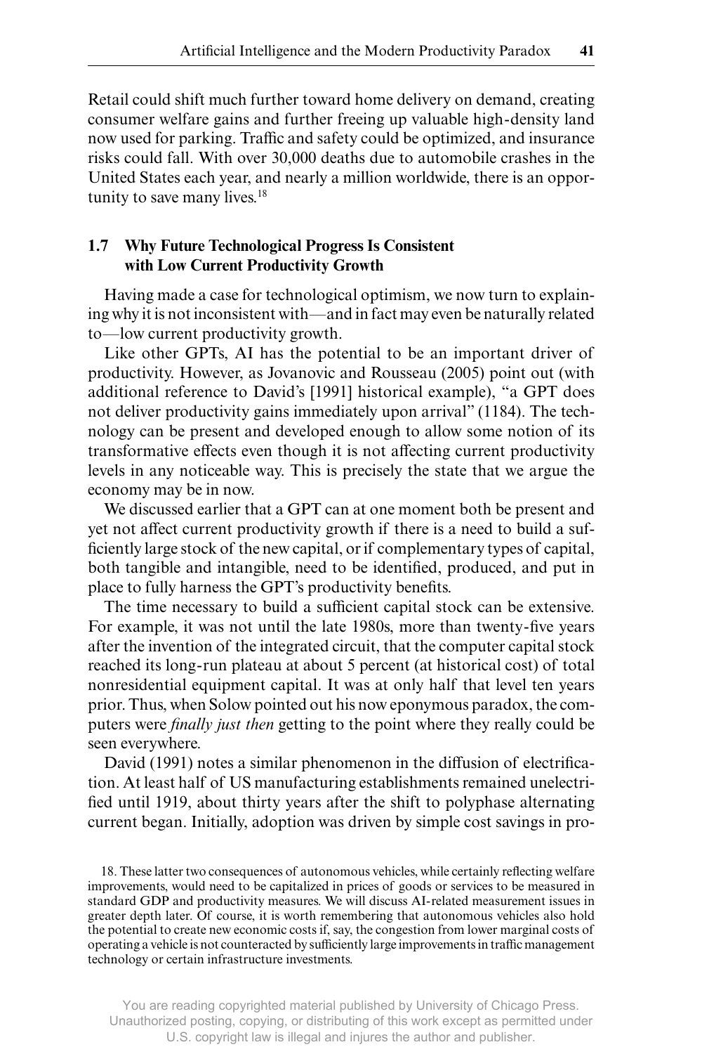Retail could shift much further toward home delivery on demand, creating consumer welfare gains and further freeing up valuable high-density land now used for parking. Traffic and safety could be optimized, and insurance risks could fall. With over 30,000 deaths due to automobile crashes in the United States each year, and nearly a million worldwide, there is an opportunity to save many lives.[18]

### 1.7 Why Future Technological Progress Is Consistent with Low Current Productivity Growth

Having made a case for technological optimism, we now turn to explaining why it is not inconsistent with—and in fact may even be naturally related to—low current productivity growth.

Like other GPTs, AI has the potential to be an important driver of productivity. However, as Jovanovic and Rousseau (2005) point out (with additional reference to David's [1991] historical example), "a GPT does not deliver productivity gains immediately upon arrival" (1184). The technology can be present and developed enough to allow some notion of its transformative effects even though it is not affecting current productivity levels in any noticeable way. This is precisely the state that we argue the economy may be in now.

We discussed earlier that a GPT can at one moment both be present and yet not affect current productivity growth if there is a need to build a sufficiently large stock of the new capital, or if complementary types of capital, both tangible and intangible, need to be identified, produced, and put in place to fully harness the GPT's productivity benefits.

The time necessary to build a sufficient capital stock can be extensive. For example, it was not until the late 1980s, more than twenty-five years after the invention of the integrated circuit, that the computer capital stock reached its long-run plateau at about 5 percent (at historical cost) of total nonresidential equipment capital. It was at only half that level ten years prior. Thus, when Solow pointed out his now eponymous paradox, the computers were *finally just then* getting to the point where they really could be seen everywhere.

David (1991) notes a similar phenomenon in the diffusion of electrification. At least half of US manufacturing establishments remained unelectrified until 1919, about thirty years after the shift to polyphase alternating current began. Initially, adoption was driven by simple cost savings in pro-

18. These latter two consequences of autonomous vehicles, while certainly reflecting welfare improvements, would need to be capitalized in prices of goods or services to be measured in standard GDP and productivity measures. We will discuss AI-related measurement issues in greater depth later. Of course, it is worth remembering that autonomous vehicles also hold the potential to create new economic costs if, say, the congestion from lower marginal costs of operating a vehicle is not counteracted by sufficiently large improvements in traffic management technology or certain infrastructure investments.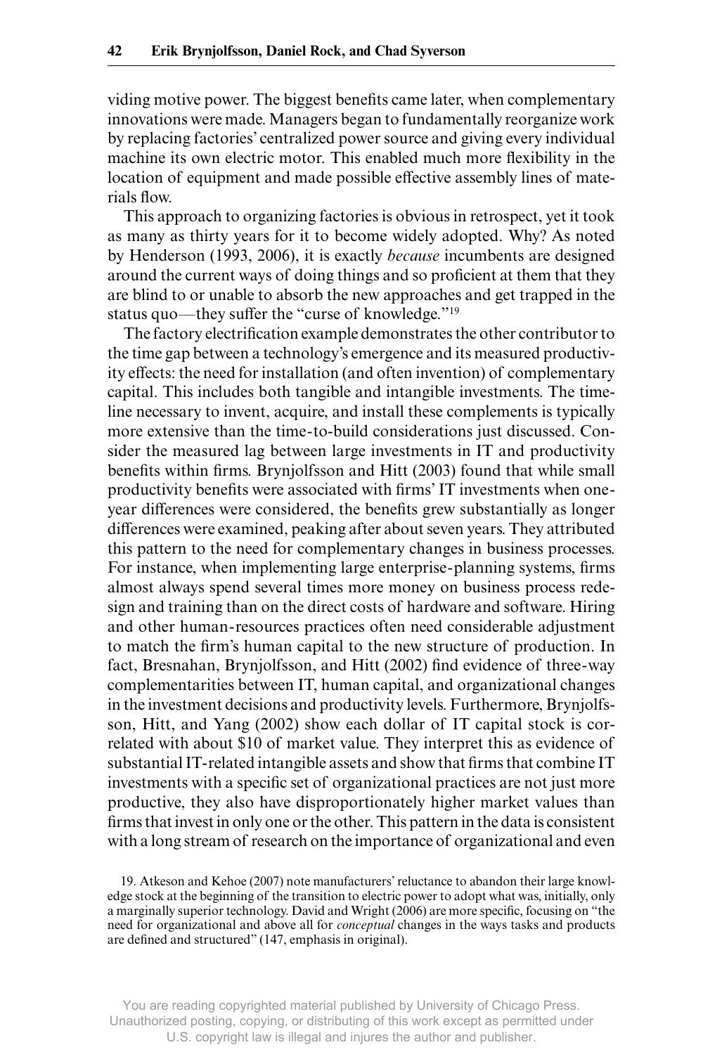viding motive power. The biggest benefits came later, when complementary innovations were made. Managers began to fundamentally reorganize work by replacing factories' centralized power source and giving every individual machine its own electric motor. This enabled much more flexibility in the location of equipment and made possible effective assembly lines of materials flow.

This approach to organizing factories is obvious in retrospect, yet it took as many as thirty years for it to become widely adopted. Why? As noted by Henderson (1993, 2006), it is exactly *because* incumbents are designed around the current ways of doing things and so proficient at them that they are blind to or unable to absorb the new approaches and get trapped in the status quo—they suffer the "curse of knowledge."[19]

The factory electrification example demonstrates the other contributor to the time gap between a technology's emergence and its measured productivity effects: the need for installation (and often invention) of complementary capital. This includes both tangible and intangible investments. The timeline necessary to invent, acquire, and install these complements is typically more extensive than the time-to-build considerations just discussed. Consider the measured lag between large investments in IT and productivity benefits within firms. Brynjolfsson and Hitt (2003) found that while small productivity benefits were associated with firms' IT investments when one-year differences were considered, the benefits grew substantially as longer differences were examined, peaking after about seven years. They attributed this pattern to the need for complementary changes in business processes. For instance, when implementing large enterprise-planning systems, firms almost always spend several times more money on business process redesign and training than on the direct costs of hardware and software. Hiring and other human-resources practices often need considerable adjustment to match the firm's human capital to the new structure of production. In fact, Bresnahan, Brynjolfsson, and Hitt (2002) find evidence of three-way complementarities between IT, human capital, and organizational changes in the investment decisions and productivity levels. Furthermore, Brynjolfsson, Hitt, and Yang (2002) show each dollar of IT capital stock is correlated with about \$10 of market value. They interpret this as evidence of substantial IT-related intangible assets and show that firms that combine IT investments with a specific set of organizational practices are not just more productive, they also have disproportionately higher market values than firms that invest in only one or the other. This pattern in the data is consistent with a long stream of research on the importance of organizational and even

19. Atkeson and Kehoe (2007) note manufacturers' reluctance to abandon their large knowledge stock at the beginning of the transition to electric power to adopt what was, initially, only a marginally superior technology. David and Wright (2006) are more specific, focusing on "the need for organizational and above all for *conceptual* changes in the ways tasks and products are defined and structured" (147, emphasis in original).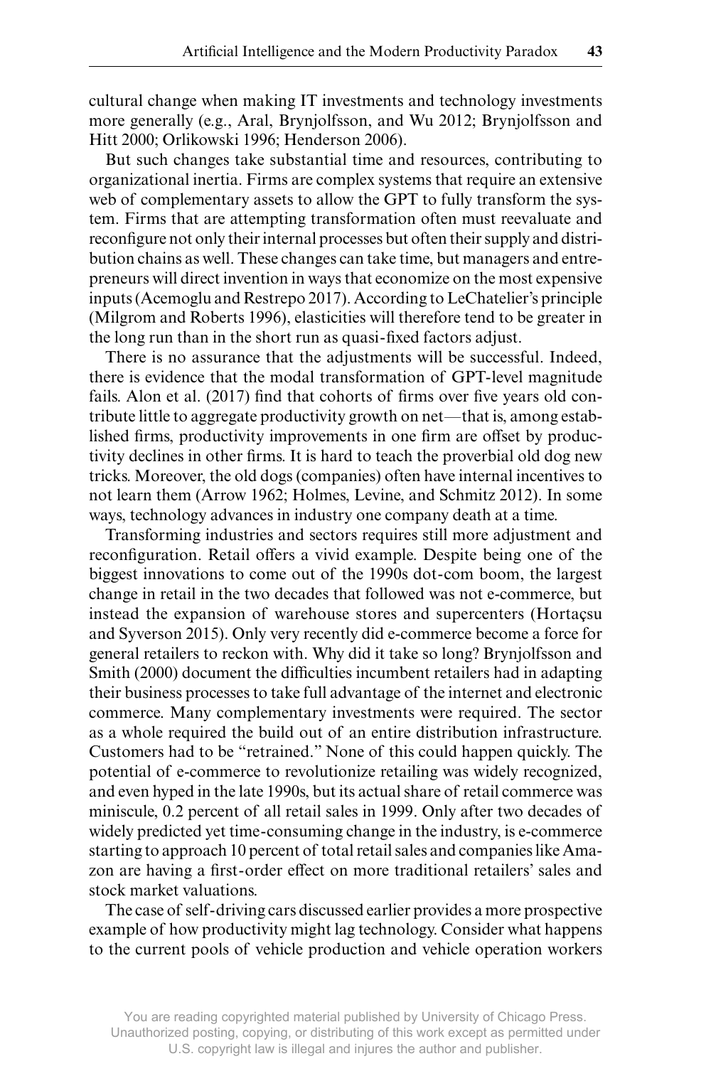cultural change when making IT investments and technology investments more generally (e.g., Aral, Brynjolfsson, and Wu 2012; Brynjolfsson and Hitt 2000; Orlikowski 1996; Henderson 2006).

But such changes take substantial time and resources, contributing to organizational inertia. Firms are complex systems that require an extensive web of complementary assets to allow the GPT to fully transform the system. Firms that are attempting transformation often must reevaluate and reconfigure not only their internal processes but often their supply and distribution chains as well. These changes can take time, but managers and entrepreneurs will direct invention in ways that economize on the most expensive inputs (Acemoglu and Restrepo 2017). According to LeChatelier's principle (Milgrom and Roberts 1996), elasticities will therefore tend to be greater in the long run than in the short run as quasi-fixed factors adjust.

There is no assurance that the adjustments will be successful. Indeed, there is evidence that the modal transformation of GPT-level magnitude fails. Alon et al. (2017) find that cohorts of firms over five years old contribute little to aggregate productivity growth on net—that is, among established firms, productivity improvements in one firm are offset by productivity declines in other firms. It is hard to teach the proverbial old dog new tricks. Moreover, the old dogs (companies) often have internal incentives to not learn them (Arrow 1962; Holmes, Levine, and Schmitz 2012). In some ways, technology advances in industry one company death at a time.

Transforming industries and sectors requires still more adjustment and reconfiguration. Retail offers a vivid example. Despite being one of the biggest innovations to come out of the 1990s dot-com boom, the largest change in retail in the two decades that followed was not e-commerce, but instead the expansion of warehouse stores and supercenters (Hortaçsu and Syverson 2015). Only very recently did e-commerce become a force for general retailers to reckon with. Why did it take so long? Brynjolfsson and Smith (2000) document the difficulties incumbent retailers had in adapting their business processes to take full advantage of the internet and electronic commerce. Many complementary investments were required. The sector as a whole required the build out of an entire distribution infrastructure. Customers had to be "retrained." None of this could happen quickly. The potential of e-commerce to revolutionize retailing was widely recognized, and even hyped in the late 1990s, but its actual share of retail commerce was miniscule, 0.2 percent of all retail sales in 1999. Only after two decades of widely predicted yet time-consuming change in the industry, is e-commerce starting to approach 10 percent of total retail sales and companies like Amazon are having a first-order effect on more traditional retailers' sales and stock market valuations.

The case of self-driving cars discussed earlier provides a more prospective example of how productivity might lag technology. Consider what happens to the current pools of vehicle production and vehicle operation workers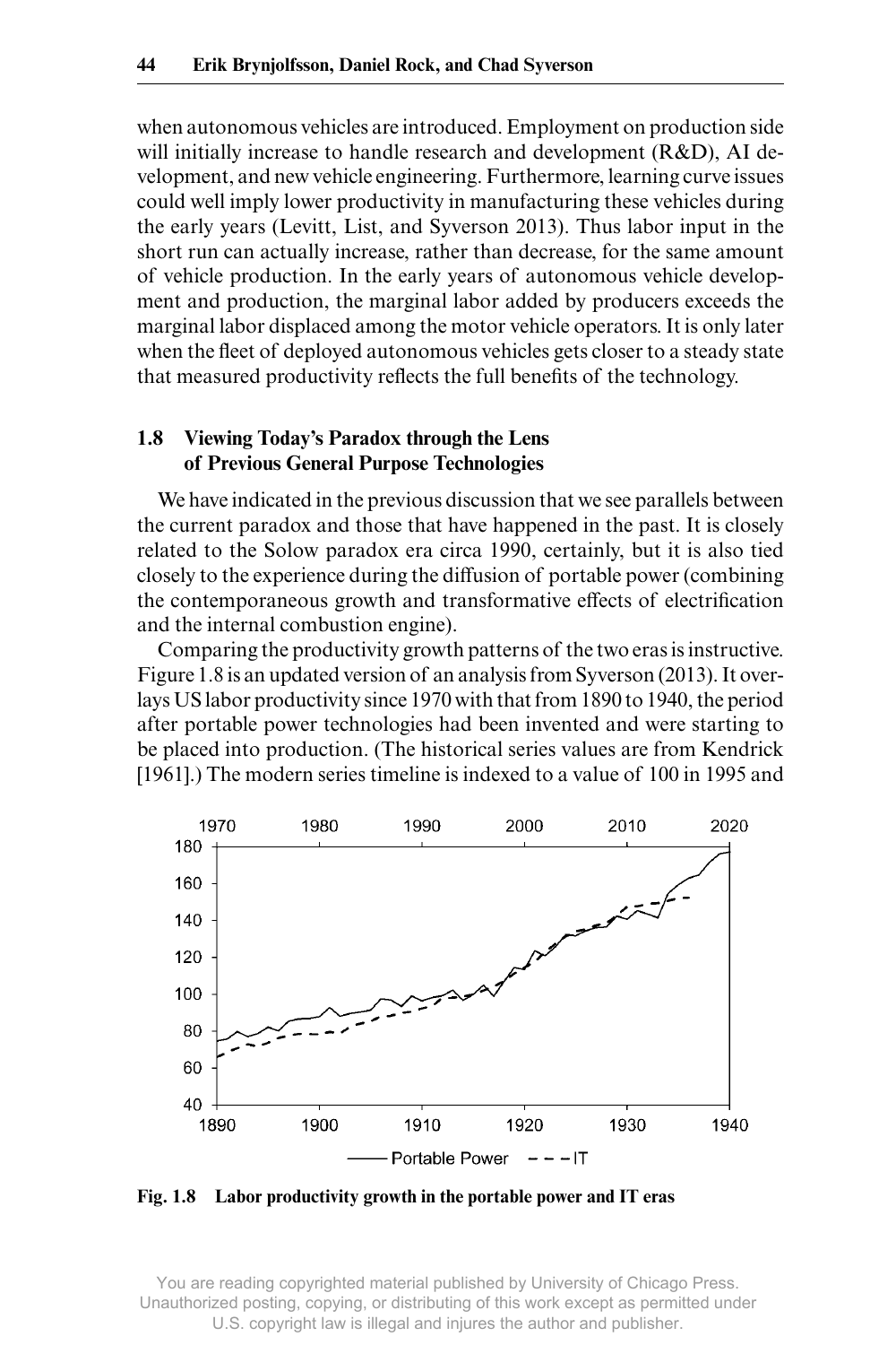when autonomous vehicles are introduced. Employment on production side will initially increase to handle research and development (R&D), AI development, and new vehicle engineering. Furthermore, learning curve issues could well imply lower productivity in manufacturing these vehicles during the early years (Levitt, List, and Syverson 2013). Thus labor input in the short run can actually increase, rather than decrease, for the same amount of vehicle production. In the early years of autonomous vehicle development and production, the marginal labor added by producers exceeds the marginal labor displaced among the motor vehicle operators. It is only later when the fleet of deployed autonomous vehicles gets closer to a steady state that measured productivity reflects the full benefits of the technology.

## 1.8 Viewing Today's Paradox through the Lens of Previous General Purpose Technologies

We have indicated in the previous discussion that we see parallels between the current paradox and those that have happened in the past. It is closely related to the Solow paradox era circa 1990, certainly, but it is also tied closely to the experience during the diffusion of portable power (combining the contemporaneous growth and transformative effects of electrification and the internal combustion engine).

Comparing the productivity growth patterns of the two eras is instructive. Figure 1.8 is an updated version of an analysis from Syverson (2013). It overlays US labor productivity since 1970 with that from 1890 to 1940, the period after portable power technologies had been invented and were starting to be placed into production. (The historical series values are from Kendrick [1961].) The modern series timeline is indexed to a value of 100 in 1995 and

**Fig. 1.8 Labor productivity growth in the portable power and IT eras**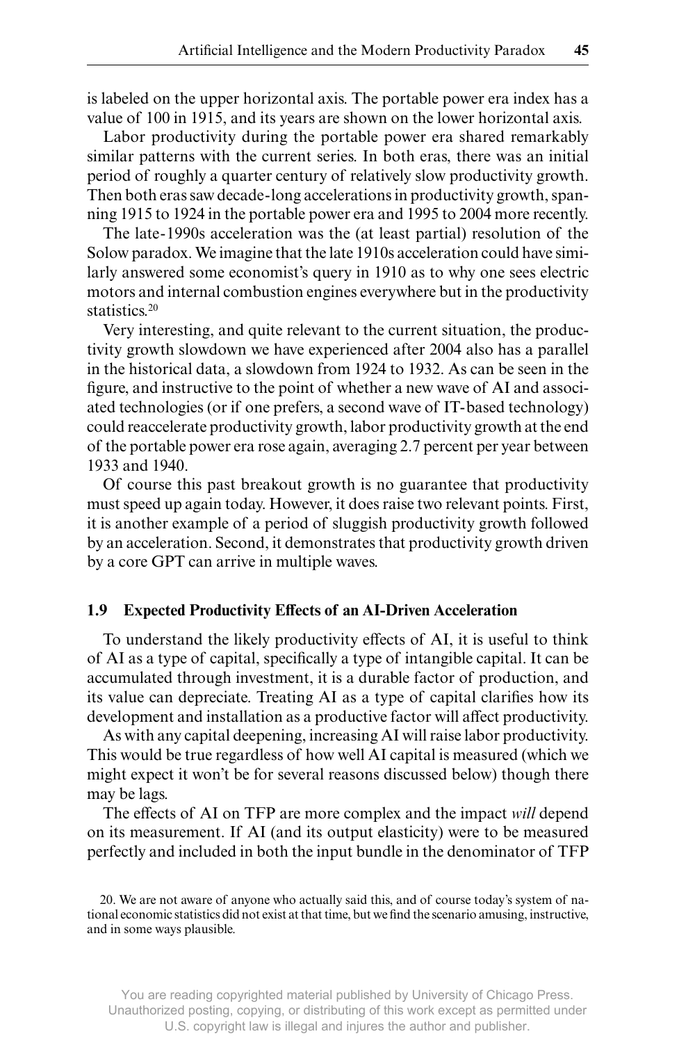is labeled on the upper horizontal axis. The portable power era index has a value of 100 in 1915, and its years are shown on the lower horizontal axis.

Labor productivity during the portable power era shared remarkably similar patterns with the current series. In both eras, there was an initial period of roughly a quarter century of relatively slow productivity growth. Then both eras saw decade-long accelerations in productivity growth, spanning 1915 to 1924 in the portable power era and 1995 to 2004 more recently.

The late-1990s acceleration was the (at least partial) resolution of the Solow paradox. We imagine that the late 1910s acceleration could have similarly answered some economist's query in 1910 as to why one sees electric motors and internal combustion engines everywhere but in the productivity statistics.[20]

Very interesting, and quite relevant to the current situation, the productivity growth slowdown we have experienced after 2004 also has a parallel in the historical data, a slowdown from 1924 to 1932. As can be seen in the figure, and instructive to the point of whether a new wave of AI and associated technologies (or if one prefers, a second wave of IT-based technology) could reaccelerate productivity growth, labor productivity growth at the end of the portable power era rose again, averaging 2.7 percent per year between 1933 and 1940.

Of course this past breakout growth is no guarantee that productivity must speed up again today. However, it does raise two relevant points. First, it is another example of a period of sluggish productivity growth followed by an acceleration. Second, it demonstrates that productivity growth driven by a core GPT can arrive in multiple waves.

### 1.9 Expected Productivity Effects of an AI-Driven Acceleration

To understand the likely productivity effects of AI, it is useful to think of AI as a type of capital, specifically a type of intangible capital. It can be accumulated through investment, it is a durable factor of production, and its value can depreciate. Treating AI as a type of capital clarifies how its development and installation as a productive factor will affect productivity.

As with any capital deepening, increasing AI will raise labor productivity. This would be true regardless of how well AI capital is measured (which we might expect it won't be for several reasons discussed below) though there may be lags.

The effects of AI on TFP are more complex and the impact *will* depend on its measurement. If AI (and its output elasticity) were to be measured perfectly and included in both the input bundle in the denominator of TFP

20. We are not aware of anyone who actually said this, and of course today's system of national economic statistics did not exist at that time, but we find the scenario amusing, instructive, and in some ways plausible.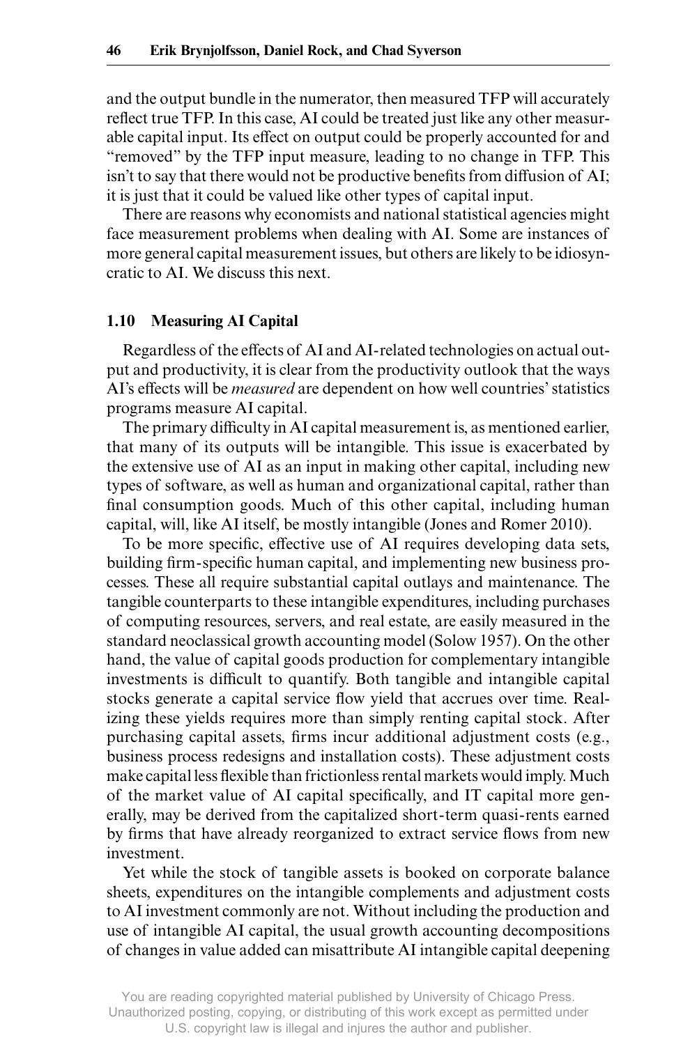and the output bundle in the numerator, then measured TFP will accurately reflect true TFP. In this case, AI could be treated just like any other measurable capital input. Its effect on output could be properly accounted for and "removed" by the TFP input measure, leading to no change in TFP. This isn't to say that there would not be productive benefits from diffusion of AI; it is just that it could be valued like other types of capital input.

There are reasons why economists and national statistical agencies might face measurement problems when dealing with AI. Some are instances of more general capital measurement issues, but others are likely to be idiosyncratic to AI. We discuss this next.

## 1.10 Measuring AI Capital

Regardless of the effects of AI and AI-related technologies on actual output and productivity, it is clear from the productivity outlook that the ways AI's effects will be *measured* are dependent on how well countries' statistics programs measure AI capital.

The primary difficulty in AI capital measurement is, as mentioned earlier, that many of its outputs will be intangible. This issue is exacerbated by the extensive use of AI as an input in making other capital, including new types of software, as well as human and organizational capital, rather than final consumption goods. Much of this other capital, including human capital, will, like AI itself, be mostly intangible (Jones and Romer 2010).

To be more specific, effective use of AI requires developing data sets, building firm-specific human capital, and implementing new business processes. These all require substantial capital outlays and maintenance. The tangible counterparts to these intangible expenditures, including purchases of computing resources, servers, and real estate, are easily measured in the standard neoclassical growth accounting model (Solow 1957). On the other hand, the value of capital goods production for complementary intangible investments is difficult to quantify. Both tangible and intangible capital stocks generate a capital service flow yield that accrues over time. Realizing these yields requires more than simply renting capital stock. After purchasing capital assets, firms incur additional adjustment costs (e.g., business process redesigns and installation costs). These adjustment costs make capital less flexible than frictionless rental markets would imply. Much of the market value of AI capital specifically, and IT capital more generally, may be derived from the capitalized short-term quasi-rents earned by firms that have already reorganized to extract service flows from new investment.

Yet while the stock of tangible assets is booked on corporate balance sheets, expenditures on the intangible complements and adjustment costs to AI investment commonly are not. Without including the production and use of intangible AI capital, the usual growth accounting decompositions of changes in value added can misattribute AI intangible capital deepening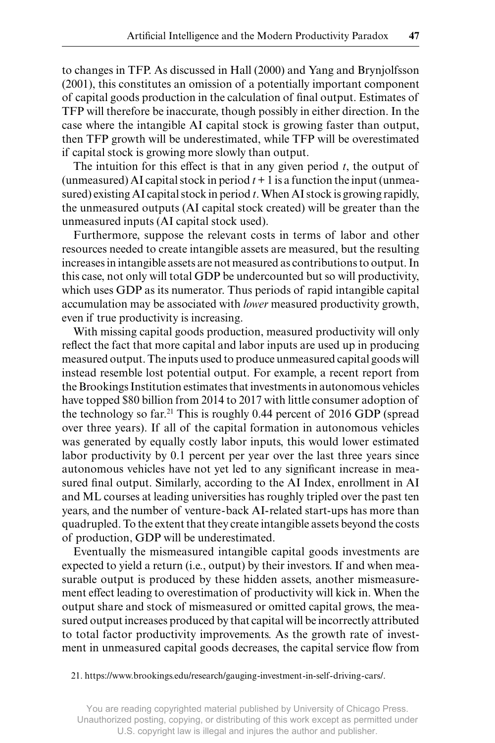to changes in TFP. As discussed in Hall (2000) and Yang and Brynjolfsson (2001), this constitutes an omission of a potentially important component of capital goods production in the calculation of final output. Estimates of TFP will therefore be inaccurate, though possibly in either direction. In the case where the intangible AI capital stock is growing faster than output, then TFP growth will be underestimated, while TFP will be overestimated if capital stock is growing more slowly than output.

The intuition for this effect is that in any given period $t$, the output of (unmeasured) AI capital stock in period $t + 1$ is a function the input (unmeasured) existing AI capital stock in period $t$. When AI stock is growing rapidly, the unmeasured outputs (AI capital stock created) will be greater than the unmeasured inputs (AI capital stock used).

Furthermore, suppose the relevant costs in terms of labor and other resources needed to create intangible assets are measured, but the resulting increases in intangible assets are not measured as contributions to output. In this case, not only will total GDP be undercounted but so will productivity, which uses GDP as its numerator. Thus periods of rapid intangible capital accumulation may be associated with *lower* measured productivity growth, even if true productivity is increasing.

With missing capital goods production, measured productivity will only reflect the fact that more capital and labor inputs are used up in producing measured output. The inputs used to produce unmeasured capital goods will instead resemble lost potential output. For example, a recent report from the Brookings Institution estimates that investments in autonomous vehicles have topped \$80 billion from 2014 to 2017 with little consumer adoption of the technology so far.[21] This is roughly 0.44 percent of 2016 GDP (spread over three years). If all of the capital formation in autonomous vehicles was generated by equally costly labor inputs, this would lower estimated labor productivity by 0.1 percent per year over the last three years since autonomous vehicles have not yet led to any significant increase in measured final output. Similarly, according to the AI Index, enrollment in AI and ML courses at leading universities has roughly tripled over the past ten years, and the number of venture-back AI-related start-ups has more than quadrupled. To the extent that they create intangible assets beyond the costs of production, GDP will be underestimated.

Eventually the mismeasured intangible capital goods investments are expected to yield a return (i.e., output) by their investors. If and when measurable output is produced by these hidden assets, another mismeasurement effect leading to overestimation of productivity will kick in. When the output share and stock of mismeasured or omitted capital grows, the measured output increases produced by that capital will be incorrectly attributed to total factor productivity improvements. As the growth rate of investment in unmeasured capital goods decreases, the capital service flow from

21. https://www.brookings.edu/research/gauging-investment-in-self-driving-cars/.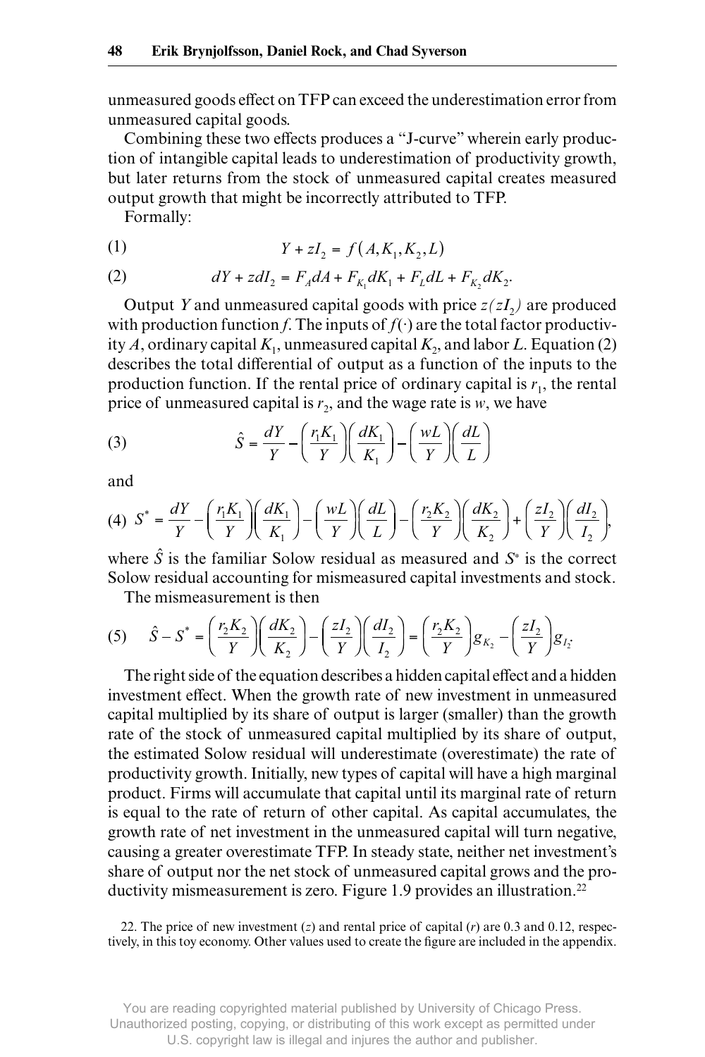unmeasured goods effect on TFP can exceed the underestimation error from unmeasured capital goods.

Combining these two effects produces a "J-curve" wherein early production of intangible capital leads to underestimation of productivity growth, but later returns from the stock of unmeasured capital creates measured output growth that might be incorrectly attributed to TFP.

Formally:

$$Y + zI_2 = f(A, K_1, K_2, L) \tag{1}$$

$$dY + zdI_2 = F_A dA + F_{K_1} dK_1 + F_L dL + F_{K_2} dK_2. \tag{2}$$

Output $Y$ and unmeasured capital goods with price $z(zI_2)$ are produced with production function $f$. The inputs of $f(\cdot)$ are the total factor productivity $A$, ordinary capital $K_1$, unmeasured capital $K_2$, and labor $L$. Equation (2) describes the total differential of output as a function of the inputs to the production function. If the rental price of ordinary capital is $r_1$, the rental price of unmeasured capital is $r_2$, and the wage rate is $w$, we have

$$\hat{S} = \frac{dY}{Y} - \left(\frac{r_1 K_1}{Y}\right)\left(\frac{dK_1}{K_1}\right) - \left(\frac{wL}{Y}\right)\left(\frac{dL}{L}\right) \tag{3}$$

and

$$S^* = \frac{dY}{Y} - \left(\frac{r_1 K_1}{Y}\right)\left(\frac{dK_1}{K_1}\right) - \left(\frac{wL}{Y}\right)\left(\frac{dL}{L}\right) - \left(\frac{r_2 K_2}{Y}\right)\left(\frac{dK_2}{K_2}\right) + \left(\frac{zI_2}{Y}\right)\left(\frac{dI_2}{I_2}\right), \tag{4}$$

where $\hat{S}$ is the familiar Solow residual as measured and $S^*$ is the correct Solow residual accounting for mismeasured capital investments and stock.

The mismeasurement is then

$$\hat{S} - S^* = \left(\frac{r_2 K_2}{Y}\right)\left(\frac{dK_2}{K_2}\right) - \left(\frac{zI_2}{Y}\right)\left(\frac{dI_2}{I_2}\right) = \left(\frac{r_2 K_2}{Y}\right)g_{K_2} - \left(\frac{zI_2}{Y}\right)g_{I_2}. \tag{5}$$

The right side of the equation describes a hidden capital effect and a hidden investment effect. When the growth rate of new investment in unmeasured capital multiplied by its share of output is larger (smaller) than the growth rate of the stock of unmeasured capital multiplied by its share of output, the estimated Solow residual will underestimate (overestimate) the rate of productivity growth. Initially, new types of capital will have a high marginal product. Firms will accumulate that capital until its marginal rate of return is equal to the rate of return of other capital. As capital accumulates, the growth rate of net investment in the unmeasured capital will turn negative, causing a greater overestimate TFP. In steady state, neither net investment's share of output nor the net stock of unmeasured capital grows and the productivity mismeasurement is zero. Figure 1.9 provides an illustration.[22]

22. The price of new investment ($z$) and rental price of capital ($r$) are 0.3 and 0.12, respectively, in this toy economy. Other values used to create the figure are included in the appendix.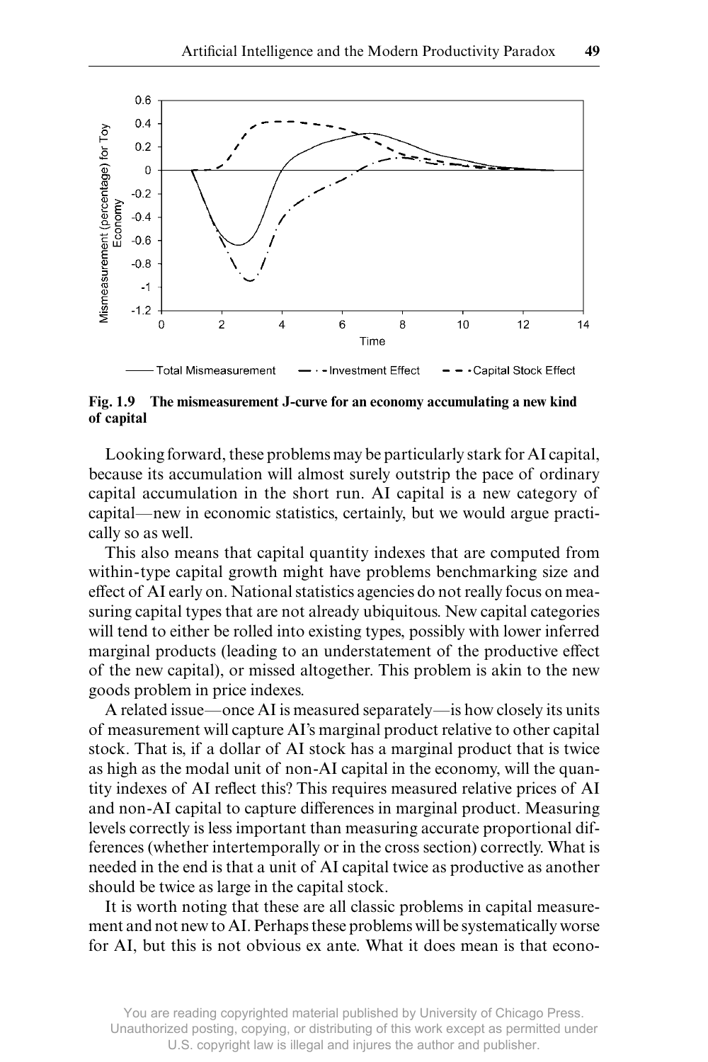Fig. 1.9 The mismeasurement J-curve for an economy accumulating a new kind of capital

Looking forward, these problems may be particularly stark for AI capital, because its accumulation will almost surely outstrip the pace of ordinary capital accumulation in the short run. AI capital is a new category of capital—new in economic statistics, certainly, but we would argue practically so as well.

This also means that capital quantity indexes that are computed from within-type capital growth might have problems benchmarking size and effect of AI early on. National statistics agencies do not really focus on measuring capital types that are not already ubiquitous. New capital categories will tend to either be rolled into existing types, possibly with lower inferred marginal products (leading to an understatement of the productive effect of the new capital), or missed altogether. This problem is akin to the new goods problem in price indexes.

A related issue—once AI is measured separately—is how closely its units of measurement will capture AI's marginal product relative to other capital stock. That is, if a dollar of AI stock has a marginal product that is twice as high as the modal unit of non-AI capital in the economy, will the quantity indexes of AI reflect this? This requires measured relative prices of AI and non-AI capital to capture differences in marginal product. Measuring levels correctly is less important than measuring accurate proportional differences (whether intertemporally or in the cross section) correctly. What is needed in the end is that a unit of AI capital twice as productive as another should be twice as large in the capital stock.

It is worth noting that these are all classic problems in capital measurement and not new to AI. Perhaps these problems will be systematically worse for AI, but this is not obvious ex ante. What it does mean is that econo-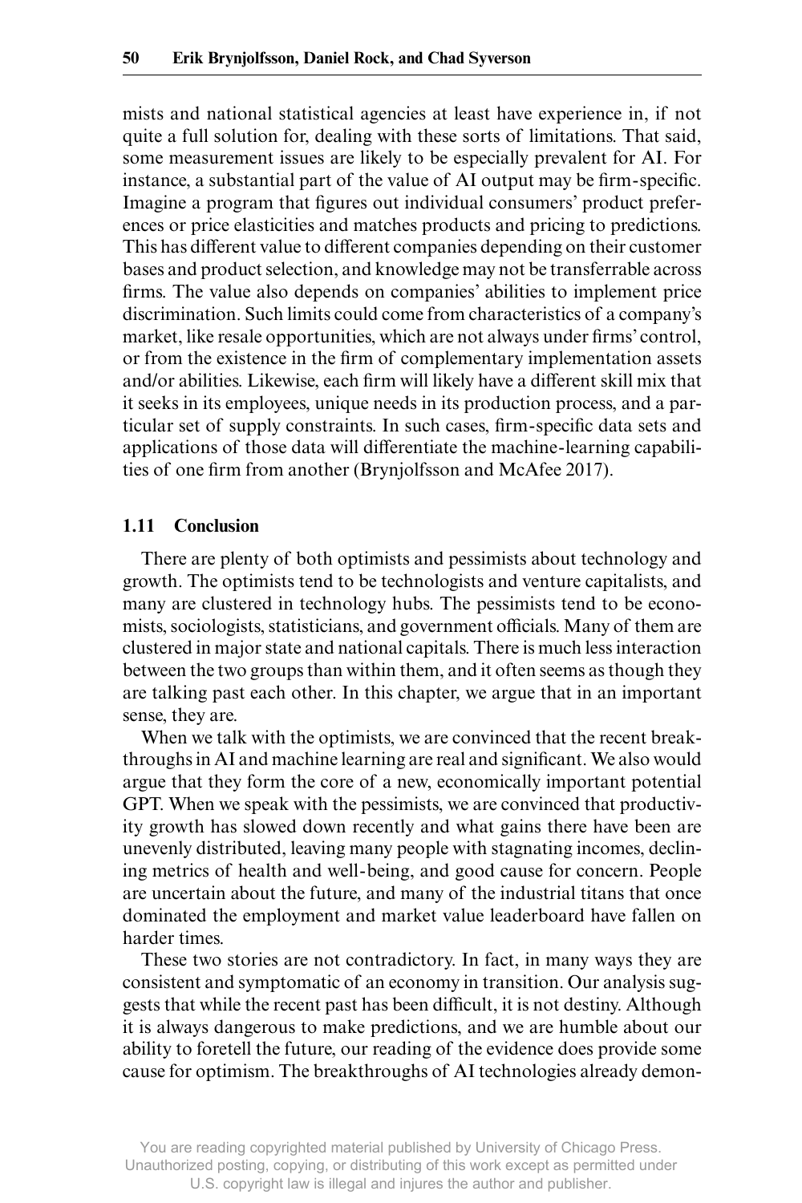mists and national statistical agencies at least have experience in, if not quite a full solution for, dealing with these sorts of limitations. That said, some measurement issues are likely to be especially prevalent for AI. For instance, a substantial part of the value of AI output may be firm-specific. Imagine a program that figures out individual consumers' product preferences or price elasticities and matches products and pricing to predictions. This has different value to different companies depending on their customer bases and product selection, and knowledge may not be transferrable across firms. The value also depends on companies' abilities to implement price discrimination. Such limits could come from characteristics of a company's market, like resale opportunities, which are not always under firms' control, or from the existence in the firm of complementary implementation assets and/or abilities. Likewise, each firm will likely have a different skill mix that it seeks in its employees, unique needs in its production process, and a particular set of supply constraints. In such cases, firm-specific data sets and applications of those data will differentiate the machine-learning capabilities of one firm from another (Brynjolfsson and McAfee 2017).

## 1.11 Conclusion

There are plenty of both optimists and pessimists about technology and growth. The optimists tend to be technologists and venture capitalists, and many are clustered in technology hubs. The pessimists tend to be economists, sociologists, statisticians, and government officials. Many of them are clustered in major state and national capitals. There is much less interaction between the two groups than within them, and it often seems as though they are talking past each other. In this chapter, we argue that in an important sense, they are.

When we talk with the optimists, we are convinced that the recent breakthroughs in AI and machine learning are real and significant. We also would argue that they form the core of a new, economically important potential GPT. When we speak with the pessimists, we are convinced that productivity growth has slowed down recently and what gains there have been are unevenly distributed, leaving many people with stagnating incomes, declining metrics of health and well-being, and good cause for concern. People are uncertain about the future, and many of the industrial titans that once dominated the employment and market value leaderboard have fallen on harder times.

These two stories are not contradictory. In fact, in many ways they are consistent and symptomatic of an economy in transition. Our analysis suggests that while the recent past has been difficult, it is not destiny. Although it is always dangerous to make predictions, and we are humble about our ability to foretell the future, our reading of the evidence does provide some cause for optimism. The breakthroughs of AI technologies already demon-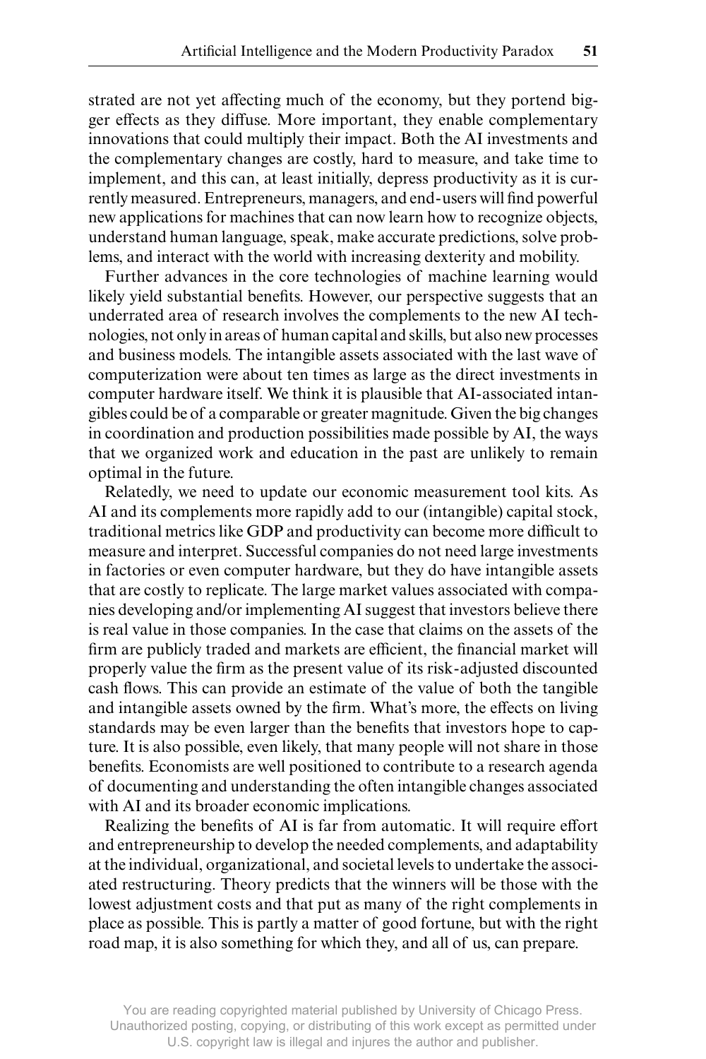strated are not yet affecting much of the economy, but they portend bigger effects as they diffuse. More important, they enable complementary innovations that could multiply their impact. Both the AI investments and the complementary changes are costly, hard to measure, and take time to implement, and this can, at least initially, depress productivity as it is currently measured. Entrepreneurs, managers, and end-users will find powerful new applications for machines that can now learn how to recognize objects, understand human language, speak, make accurate predictions, solve problems, and interact with the world with increasing dexterity and mobility.

Further advances in the core technologies of machine learning would likely yield substantial benefits. However, our perspective suggests that an underrated area of research involves the complements to the new AI technologies, not only in areas of human capital and skills, but also new processes and business models. The intangible assets associated with the last wave of computerization were about ten times as large as the direct investments in computer hardware itself. We think it is plausible that AI-associated intangibles could be of a comparable or greater magnitude. Given the big changes in coordination and production possibilities made possible by AI, the ways that we organized work and education in the past are unlikely to remain optimal in the future.

Relatedly, we need to update our economic measurement tool kits. As AI and its complements more rapidly add to our (intangible) capital stock, traditional metrics like GDP and productivity can become more difficult to measure and interpret. Successful companies do not need large investments in factories or even computer hardware, but they do have intangible assets that are costly to replicate. The large market values associated with companies developing and/or implementing AI suggest that investors believe there is real value in those companies. In the case that claims on the assets of the firm are publicly traded and markets are efficient, the financial market will properly value the firm as the present value of its risk-adjusted discounted cash flows. This can provide an estimate of the value of both the tangible and intangible assets owned by the firm. What's more, the effects on living standards may be even larger than the benefits that investors hope to capture. It is also possible, even likely, that many people will not share in those benefits. Economists are well positioned to contribute to a research agenda of documenting and understanding the often intangible changes associated with AI and its broader economic implications.

Realizing the benefits of AI is far from automatic. It will require effort and entrepreneurship to develop the needed complements, and adaptability at the individual, organizational, and societal levels to undertake the associated restructuring. Theory predicts that the winners will be those with the lowest adjustment costs and that put as many of the right complements in place as possible. This is partly a matter of good fortune, but with the right road map, it is also something for which they, and all of us, can prepare.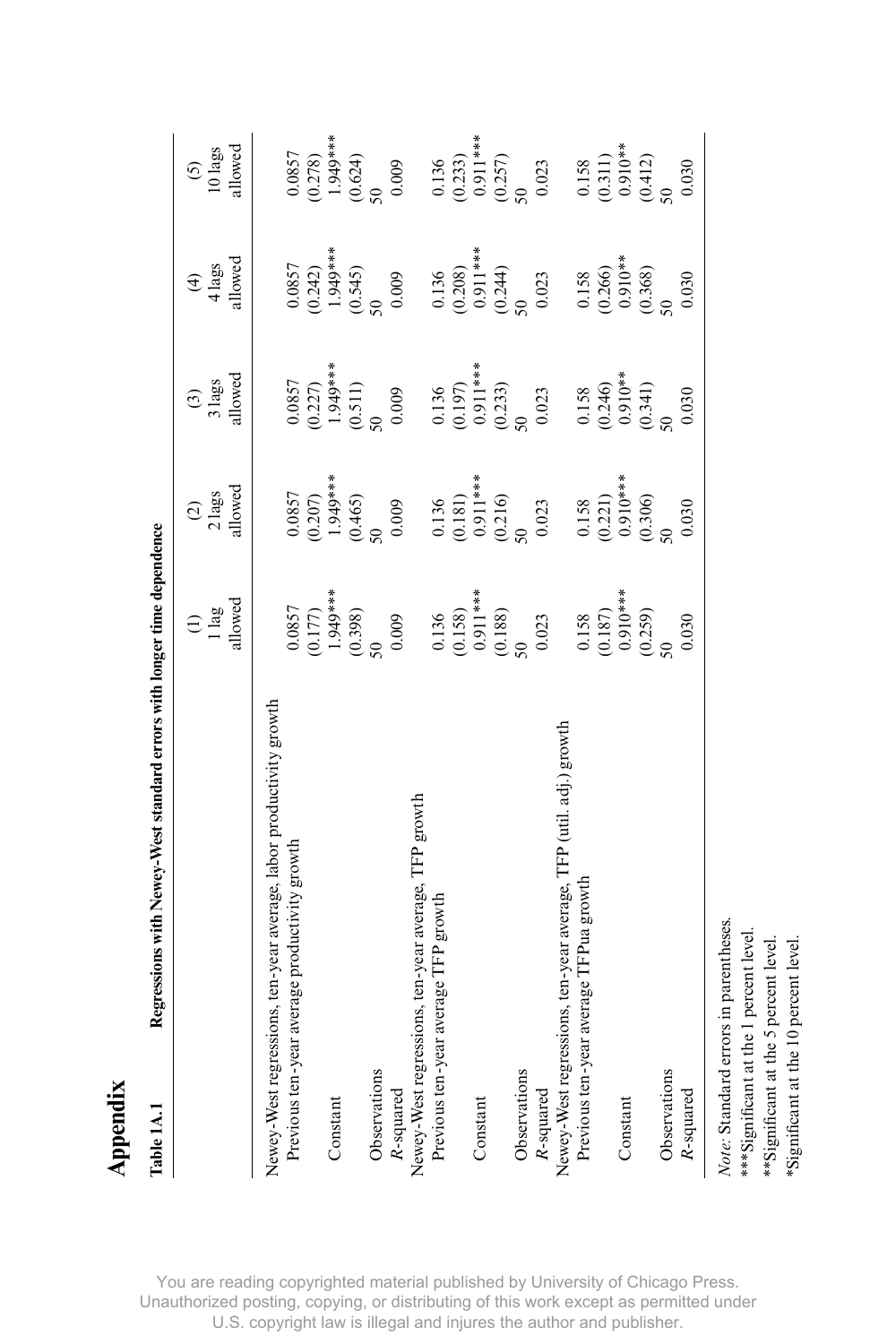# Appendix

**Table 1A.1 Regressions with Newey-West standard errors with longer time dependence**

| | (1) 1 lag allowed | (2) 2 lags allowed | (3) 3 lags allowed | (4) 4 lags allowed | (5) 10 lags allowed |
|---|---|---|---|---|---|
| Newey-West regressions, ten-year average, labor productivity growth | | | | | |
| Previous ten-year average productivity growth | 0.0857 | 0.0857 | 0.0857 | 0.0857 | 0.0857 |
| | (0.177) | (0.207) | (0.227) | (0.242) | (0.278) |
| Constant | 1.949*** | 1.949*** | 1.949*** | 1.949*** | 1.949*** |
| | (0.398) | (0.465) | (0.511) | (0.545) | (0.624) |
| Observations | 50 | 50 | 50 | 50 | 50 |
| $R$-squared | 0.009 | 0.009 | 0.009 | 0.009 | 0.009 |
| Newey-West regressions, ten-year average, TFP growth | | | | | |
| Previous ten-year average TFP growth | 0.136 | 0.136 | 0.136 | 0.136 | 0.136 |
| | (0.158) | (0.181) | (0.197) | (0.208) | (0.233) |
| Constant | 0.911*** | 0.911*** | 0.911*** | 0.911*** | 0.911*** |
| | (0.188) | (0.216) | (0.233) | (0.244) | (0.257) |
| Observations | 50 | 50 | 50 | 50 | 50 |
| $R$-squared | 0.023 | 0.023 | 0.023 | 0.023 | 0.023 |
| Newey-West regressions, ten-year average, TFP (util. adj.) growth | | | | | |
| Previous ten-year average TFPua growth | 0.158 | 0.158 | 0.158 | 0.158 | 0.158 |
| | (0.187) | (0.221) | (0.246) | (0.266) | (0.311) |
| Constant | 0.910*** | 0.910*** | 0.910** | 0.910** | 0.910** |
| | (0.259) | (0.306) | (0.341) | (0.368) | (0.412) |
| Observations | 50 | 50 | 50 | 50 | 50 |
| $R$-squared | 0.030 | 0.030 | 0.030 | 0.030 | 0.030 |

*Note:* Standard errors in parentheses.
***Significant at the 1 percent level.
**Significant at the 5 percent level.
*Significant at the 10 percent level.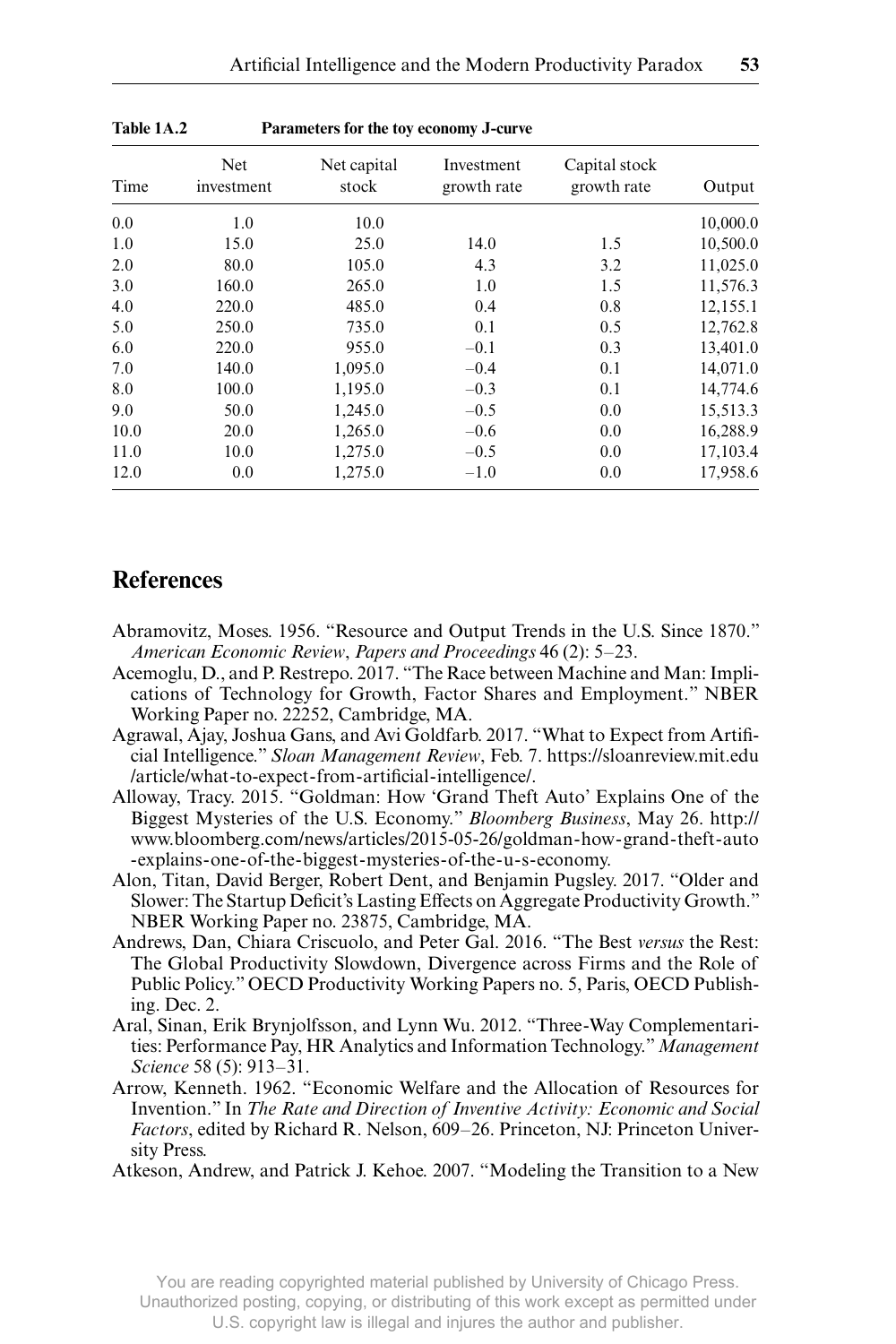**Table 1A.2 Parameters for the toy economy J-curve**

| Time | Net investment | Net capital stock | Investment growth rate | Capital stock growth rate | Output |
|---|---|---|---|---|---|
| 0.0 | 1.0 | 10.0 | | | 10,000.0 |
| 1.0 | 15.0 | 25.0 | 14.0 | 1.5 | 10,500.0 |
| 2.0 | 80.0 | 105.0 | 4.3 | 3.2 | 11,025.0 |
| 3.0 | 160.0 | 265.0 | 1.0 | 1.5 | 11,576.3 |
| 4.0 | 220.0 | 485.0 | 0.4 | 0.8 | 12,155.1 |
| 5.0 | 250.0 | 735.0 | 0.1 | 0.5 | 12,762.8 |
| 6.0 | 220.0 | 955.0 | –0.1 | 0.3 | 13,401.0 |
| 7.0 | 140.0 | 1,095.0 | –0.4 | 0.1 | 14,071.0 |
| 8.0 | 100.0 | 1,195.0 | –0.3 | 0.1 | 14,774.6 |
| 9.0 | 50.0 | 1,245.0 | –0.5 | 0.0 | 15,513.3 |
| 10.0 | 20.0 | 1,265.0 | –0.6 | 0.0 | 16,288.9 |
| 11.0 | 10.0 | 1,275.0 | –0.5 | 0.0 | 17,103.4 |
| 12.0 | 0.0 | 1,275.0 | –1.0 | 0.0 | 17,958.6 |

## References

Abramovitz, Moses. 1956. "Resource and Output Trends in the U.S. Since 1870." *American Economic Review*, *Papers and Proceedings* 46 (2): 5–23.

Acemoglu, D., and P. Restrepo. 2017. "The Race between Machine and Man: Implications of Technology for Growth, Factor Shares and Employment." NBER Working Paper no. 22252, Cambridge, MA.

Agrawal, Ajay, Joshua Gans, and Avi Goldfarb. 2017. "What to Expect from Artificial Intelligence." *Sloan Management Review*, Feb. 7. https://sloanreview.mit.edu/article/what-to-expect-from-artificial-intelligence/.

Alloway, Tracy. 2015. "Goldman: How 'Grand Theft Auto' Explains One of the Biggest Mysteries of the U.S. Economy." *Bloomberg Business*, May 26. http://www.bloomberg.com/news/articles/2015-05-26/goldman-how-grand-theft-auto-explains-one-of-the-biggest-mysteries-of-the-u-s-economy.

Alon, Titan, David Berger, Robert Dent, and Benjamin Pugsley. 2017. "Older and Slower: The Startup Deficit's Lasting Effects on Aggregate Productivity Growth." NBER Working Paper no. 23875, Cambridge, MA.

Andrews, Dan, Chiara Criscuolo, and Peter Gal. 2016. "The Best *versus* the Rest: The Global Productivity Slowdown, Divergence across Firms and the Role of Public Policy." OECD Productivity Working Papers no. 5, Paris, OECD Publishing. Dec. 2.

Aral, Sinan, Erik Brynjolfsson, and Lynn Wu. 2012. "Three-Way Complementarities: Performance Pay, HR Analytics and Information Technology." *Management Science* 58 (5): 913–31.

Arrow, Kenneth. 1962. "Economic Welfare and the Allocation of Resources for Invention." In *The Rate and Direction of Inventive Activity: Economic and Social Factors*, edited by Richard R. Nelson, 609–26. Princeton, NJ: Princeton University Press.

Atkeson, Andrew, and Patrick J. Kehoe. 2007. "Modeling the Transition to a New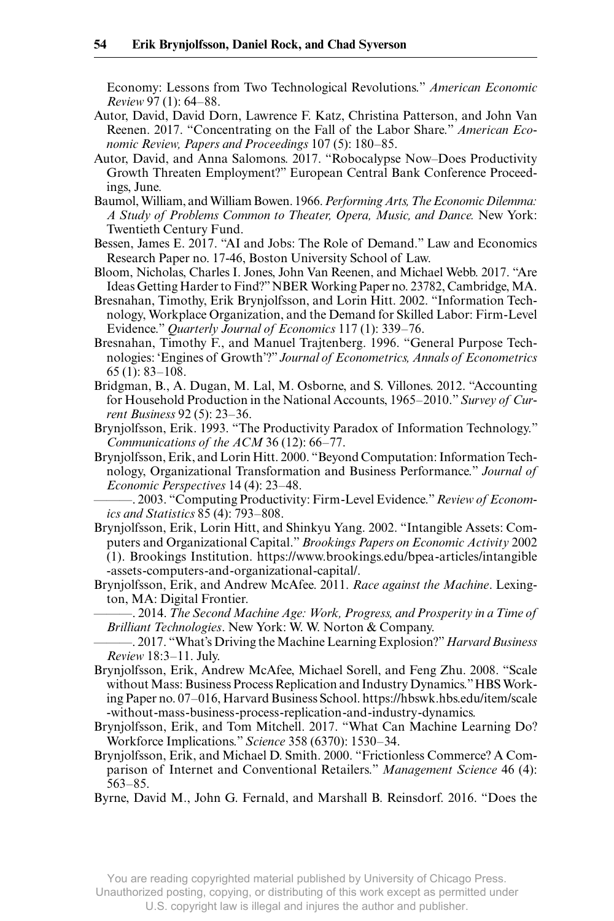Economy: Lessons from Two Technological Revolutions." *American Economic Review* 97 (1): 64–88.

Autor, David, David Dorn, Lawrence F. Katz, Christina Patterson, and John Van Reenen. 2017. "Concentrating on the Fall of the Labor Share." *American Economic Review, Papers and Proceedings* 107 (5): 180–85.

Autor, David, and Anna Salomons. 2017. "Robocalypse Now–Does Productivity Growth Threaten Employment?" European Central Bank Conference Proceedings, June.

Baumol, William, and William Bowen. 1966. *Performing Arts, The Economic Dilemma: A Study of Problems Common to Theater, Opera, Music, and Dance.* New York: Twentieth Century Fund.

Bessen, James E. 2017. "AI and Jobs: The Role of Demand." Law and Economics Research Paper no. 17-46, Boston University School of Law.

Bloom, Nicholas, Charles I. Jones, John Van Reenen, and Michael Webb. 2017. "Are Ideas Getting Harder to Find?" NBER Working Paper no. 23782, Cambridge, MA.

Bresnahan, Timothy, Erik Brynjolfsson, and Lorin Hitt. 2002. "Information Technology, Workplace Organization, and the Demand for Skilled Labor: Firm-Level Evidence." *Quarterly Journal of Economics* 117 (1): 339–76.

Bresnahan, Timothy F., and Manuel Trajtenberg. 1996. "General Purpose Technologies: 'Engines of Growth'?" *Journal of Econometrics, Annals of Econometrics* 65 (1): 83–108.

Bridgman, B., A. Dugan, M. Lal, M. Osborne, and S. Villones. 2012. "Accounting for Household Production in the National Accounts, 1965–2010." *Survey of Current Business* 92 (5): 23–36.

Brynjolfsson, Erik. 1993. "The Productivity Paradox of Information Technology." *Communications of the ACM* 36 (12): 66–77.

Brynjolfsson, Erik, and Lorin Hitt. 2000. "Beyond Computation: Information Technology, Organizational Transformation and Business Performance." *Journal of Economic Perspectives* 14 (4): 23–48.

———. 2003. "Computing Productivity: Firm-Level Evidence." *Review of Economics and Statistics* 85 (4): 793–808.

Brynjolfsson, Erik, Lorin Hitt, and Shinkyu Yang. 2002. "Intangible Assets: Computers and Organizational Capital." *Brookings Papers on Economic Activity* 2002 (1). Brookings Institution. https://www.brookings.edu/bpea-articles/intangible-assets-computers-and-organizational-capital/.

Brynjolfsson, Erik, and Andrew McAfee. 2011. *Race against the Machine*. Lexington, MA: Digital Frontier.

———. 2014. *The Second Machine Age: Work, Progress, and Prosperity in a Time of Brilliant Technologies*. New York: W. W. Norton & Company.

———. 2017. "What's Driving the Machine Learning Explosion?" *Harvard Business Review* 18:3–11. July.

Brynjolfsson, Erik, Andrew McAfee, Michael Sorell, and Feng Zhu. 2008. "Scale without Mass: Business Process Replication and Industry Dynamics." HBS Working Paper no. 07–016, Harvard Business School. https://hbswk.hbs.edu/item/scale-without-mass-business-process-replication-and-industry-dynamics.

Brynjolfsson, Erik, and Tom Mitchell. 2017. "What Can Machine Learning Do? Workforce Implications." *Science* 358 (6370): 1530–34.

Brynjolfsson, Erik, and Michael D. Smith. 2000. "Frictionless Commerce? A Comparison of Internet and Conventional Retailers." *Management Science* 46 (4): 563–85.

Byrne, David M., John G. Fernald, and Marshall B. Reinsdorf. 2016. "Does the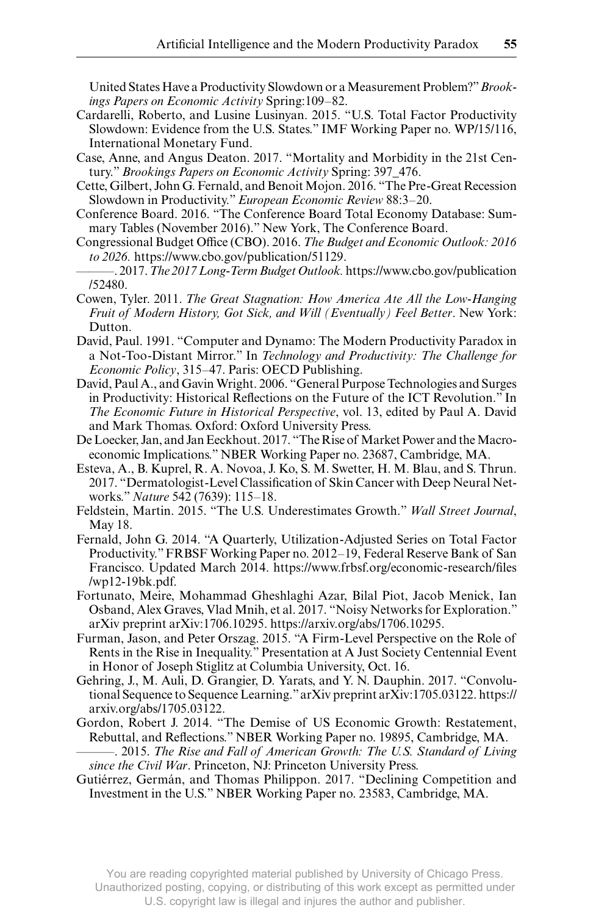United States Have a Productivity Slowdown or a Measurement Problem?" *Brookings Papers on Economic Activity* Spring:109–82.

Cardarelli, Roberto, and Lusine Lusinyan. 2015. "U.S. Total Factor Productivity Slowdown: Evidence from the U.S. States." IMF Working Paper no. WP/15/116, International Monetary Fund.

Case, Anne, and Angus Deaton. 2017. "Mortality and Morbidity in the 21st Century." *Brookings Papers on Economic Activity* Spring: 397_476.

Cette, Gilbert, John G. Fernald, and Benoit Mojon. 2016. "The Pre-Great Recession Slowdown in Productivity." *European Economic Review* 88:3–20.

Conference Board. 2016. "The Conference Board Total Economy Database: Summary Tables (November 2016)." New York, The Conference Board.

Congressional Budget Office (CBO). 2016. *The Budget and Economic Outlook: 2016 to 2026.* https://www.cbo.gov/publication/51129.

———. 2017. *The 2017 Long-Term Budget Outlook.* https://www.cbo.gov/publication/52480.

Cowen, Tyler. 2011. *The Great Stagnation: How America Ate All the Low-Hanging Fruit of Modern History, Got Sick, and Will (Eventually) Feel Better*. New York: Dutton.

David, Paul. 1991. "Computer and Dynamo: The Modern Productivity Paradox in a Not-Too-Distant Mirror." In *Technology and Productivity: The Challenge for Economic Policy*, 315–47. Paris: OECD Publishing.

David, Paul A., and Gavin Wright. 2006. "General Purpose Technologies and Surges in Productivity: Historical Reflections on the Future of the ICT Revolution." In *The Economic Future in Historical Perspective*, vol. 13, edited by Paul A. David and Mark Thomas. Oxford: Oxford University Press.

De Loecker, Jan, and Jan Eeckhout. 2017. "The Rise of Market Power and the Macroeconomic Implications." NBER Working Paper no. 23687, Cambridge, MA.

Esteva, A., B. Kuprel, R. A. Novoa, J. Ko, S. M. Swetter, H. M. Blau, and S. Thrun. 2017. "Dermatologist-Level Classification of Skin Cancer with Deep Neural Networks." *Nature* 542 (7639): 115–18.

Feldstein, Martin. 2015. "The U.S. Underestimates Growth." *Wall Street Journal*, May 18.

Fernald, John G. 2014. "A Quarterly, Utilization-Adjusted Series on Total Factor Productivity." FRBSF Working Paper no. 2012–19, Federal Reserve Bank of San Francisco. Updated March 2014. https://www.frbsf.org/economic-research/files/wp12-19bk.pdf.

Fortunato, Meire, Mohammad Gheshlaghi Azar, Bilal Piot, Jacob Menick, Ian Osband, Alex Graves, Vlad Mnih, et al. 2017. "Noisy Networks for Exploration." arXiv preprint arXiv:1706.10295. https://arxiv.org/abs/1706.10295.

Furman, Jason, and Peter Orszag. 2015. "A Firm-Level Perspective on the Role of Rents in the Rise in Inequality." Presentation at A Just Society Centennial Event in Honor of Joseph Stiglitz at Columbia University, Oct. 16.

Gehring, J., M. Auli, D. Grangier, D. Yarats, and Y. N. Dauphin. 2017. "Convolutional Sequence to Sequence Learning." arXiv preprint arXiv:1705.03122. https://arxiv.org/abs/1705.03122.

Gordon, Robert J. 2014. "The Demise of US Economic Growth: Restatement, Rebuttal, and Reflections." NBER Working Paper no. 19895, Cambridge, MA.

———. 2015. *The Rise and Fall of American Growth: The U.S. Standard of Living since the Civil War*. Princeton, NJ: Princeton University Press.

Gutiérrez, Germán, and Thomas Philippon. 2017. "Declining Competition and Investment in the U.S." NBER Working Paper no. 23583, Cambridge, MA.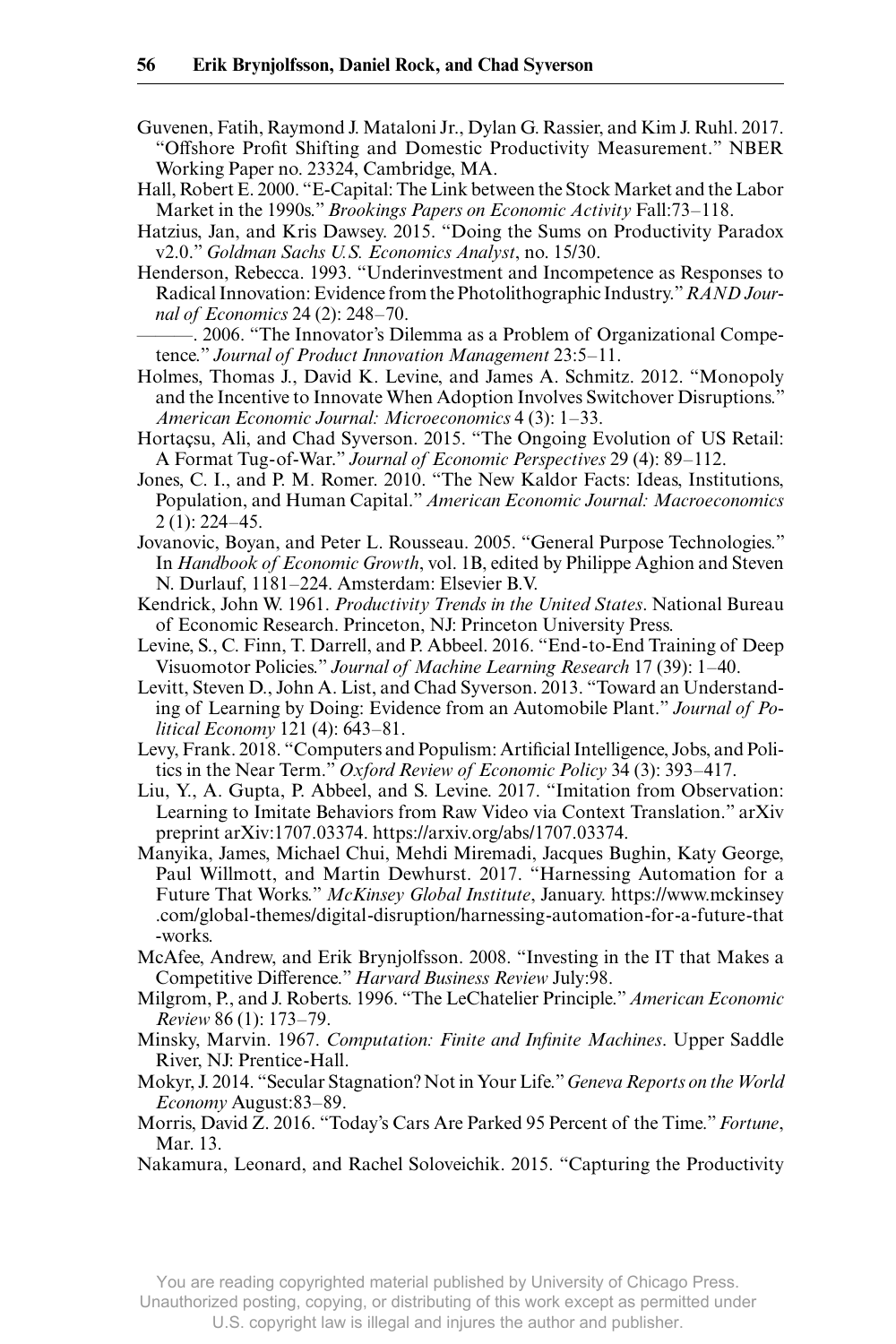Guvenen, Fatih, Raymond J. Mataloni Jr., Dylan G. Rassier, and Kim J. Ruhl. 2017. "Offshore Profit Shifting and Domestic Productivity Measurement." NBER Working Paper no. 23324, Cambridge, MA.

Hall, Robert E. 2000. "E-Capital: The Link between the Stock Market and the Labor Market in the 1990s." *Brookings Papers on Economic Activity* Fall:73–118.

Hatzius, Jan, and Kris Dawsey. 2015. "Doing the Sums on Productivity Paradox v2.0." *Goldman Sachs U.S. Economics Analyst*, no. 15/30.

Henderson, Rebecca. 1993. "Underinvestment and Incompetence as Responses to Radical Innovation: Evidence from the Photolithographic Industry." *RAND Journal of Economics* 24 (2): 248–70.

———. 2006. "The Innovator's Dilemma as a Problem of Organizational Competence." *Journal of Product Innovation Management* 23:5–11.

Holmes, Thomas J., David K. Levine, and James A. Schmitz. 2012. "Monopoly and the Incentive to Innovate When Adoption Involves Switchover Disruptions." *American Economic Journal: Microeconomics* 4 (3): 1–33.

Hortaçsu, Ali, and Chad Syverson. 2015. "The Ongoing Evolution of US Retail: A Format Tug-of-War." *Journal of Economic Perspectives* 29 (4): 89–112.

Jones, C. I., and P. M. Romer. 2010. "The New Kaldor Facts: Ideas, Institutions, Population, and Human Capital." *American Economic Journal: Macroeconomics* 2 (1): 224–45.

Jovanovic, Boyan, and Peter L. Rousseau. 2005. "General Purpose Technologies." In *Handbook of Economic Growth*, vol. 1B, edited by Philippe Aghion and Steven N. Durlauf, 1181–224. Amsterdam: Elsevier B.V.

Kendrick, John W. 1961. *Productivity Trends in the United States*. National Bureau of Economic Research. Princeton, NJ: Princeton University Press.

Levine, S., C. Finn, T. Darrell, and P. Abbeel. 2016. "End-to-End Training of Deep Visuomotor Policies." *Journal of Machine Learning Research* 17 (39): 1–40.

Levitt, Steven D., John A. List, and Chad Syverson. 2013. "Toward an Understanding of Learning by Doing: Evidence from an Automobile Plant." *Journal of Political Economy* 121 (4): 643–81.

Levy, Frank. 2018. "Computers and Populism: Artificial Intelligence, Jobs, and Politics in the Near Term." *Oxford Review of Economic Policy* 34 (3): 393–417.

Liu, Y., A. Gupta, P. Abbeel, and S. Levine. 2017. "Imitation from Observation: Learning to Imitate Behaviors from Raw Video via Context Translation." arXiv preprint arXiv:1707.03374. https://arxiv.org/abs/1707.03374.

Manyika, James, Michael Chui, Mehdi Miremadi, Jacques Bughin, Katy George, Paul Willmott, and Martin Dewhurst. 2017. "Harnessing Automation for a Future That Works." *McKinsey Global Institute*, January. https://www.mckinsey.com/global-themes/digital-disruption/harnessing-automation-for-a-future-that-works.

McAfee, Andrew, and Erik Brynjolfsson. 2008. "Investing in the IT that Makes a Competitive Difference." *Harvard Business Review* July:98.

Milgrom, P., and J. Roberts. 1996. "The LeChatelier Principle." *American Economic Review* 86 (1): 173–79.

Minsky, Marvin. 1967. *Computation: Finite and Infinite Machines*. Upper Saddle River, NJ: Prentice-Hall.

Mokyr, J. 2014. "Secular Stagnation? Not in Your Life." *Geneva Reports on the World Economy* August:83–89.

Morris, David Z. 2016. "Today's Cars Are Parked 95 Percent of the Time." *Fortune*, Mar. 13.

Nakamura, Leonard, and Rachel Soloveichik. 2015. "Capturing the Productivity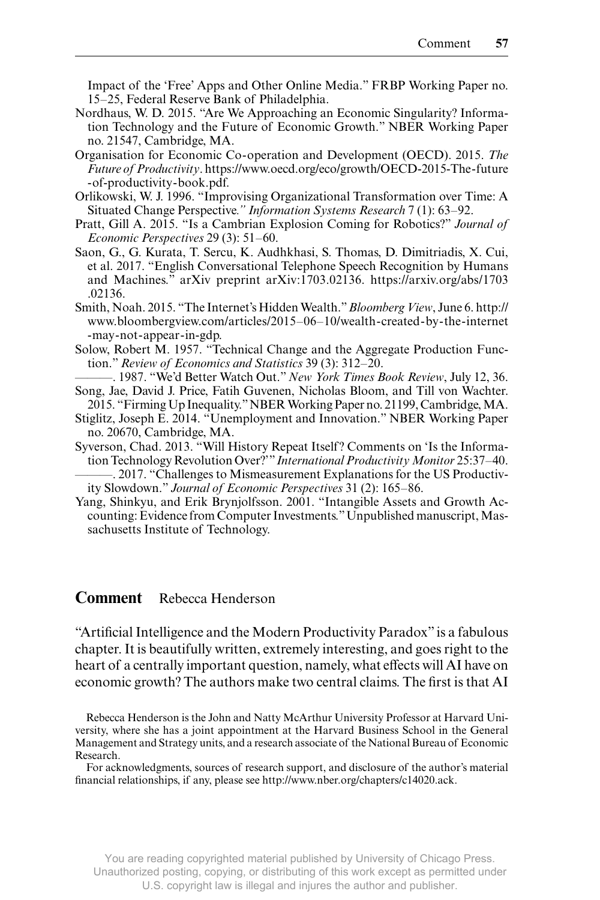Impact of the 'Free' Apps and Other Online Media." FRBP Working Paper no. 15–25, Federal Reserve Bank of Philadelphia.

Nordhaus, W. D. 2015. "Are We Approaching an Economic Singularity? Information Technology and the Future of Economic Growth." NBER Working Paper no. 21547, Cambridge, MA.

Organisation for Economic Co-operation and Development (OECD). 2015. *The Future of Productivity*. https://www.oecd.org/eco/growth/OECD-2015-The-future-of-productivity-book.pdf.

Orlikowski, W. J. 1996. "Improvising Organizational Transformation over Time: A Situated Change Perspective." *Information Systems Research* 7 (1): 63–92.

Pratt, Gill A. 2015. "Is a Cambrian Explosion Coming for Robotics?" *Journal of Economic Perspectives* 29 (3): 51–60.

Saon, G., G. Kurata, T. Sercu, K. Audhkhasi, S. Thomas, D. Dimitriadis, X. Cui, et al. 2017. "English Conversational Telephone Speech Recognition by Humans and Machines." arXiv preprint arXiv:1703.02136. https://arxiv.org/abs/1703.02136.

Smith, Noah. 2015. "The Internet's Hidden Wealth." *Bloomberg View*, June 6. http://www.bloombergview.com/articles/2015–06–10/wealth-created-by-the-internet-may-not-appear-in-gdp.

Solow, Robert M. 1957. "Technical Change and the Aggregate Production Function." *Review of Economics and Statistics* 39 (3): 312–20.

———. 1987. "We'd Better Watch Out." *New York Times Book Review*, July 12, 36.

Song, Jae, David J. Price, Fatih Guvenen, Nicholas Bloom, and Till von Wachter. 2015. "Firming Up Inequality." NBER Working Paper no. 21199, Cambridge, MA.

Stiglitz, Joseph E. 2014. "Unemployment and Innovation." NBER Working Paper no. 20670, Cambridge, MA.

Syverson, Chad. 2013. "Will History Repeat Itself? Comments on 'Is the Information Technology Revolution Over?'" *International Productivity Monitor* 25:37–40.

———. 2017. "Challenges to Mismeasurement Explanations for the US Productivity Slowdown." *Journal of Economic Perspectives* 31 (2): 165–86.

Yang, Shinkyu, and Erik Brynjolfsson. 2001. "Intangible Assets and Growth Accounting: Evidence from Computer Investments." Unpublished manuscript, Massachusetts Institute of Technology.

## Comment Rebecca Henderson

"Artificial Intelligence and the Modern Productivity Paradox" is a fabulous chapter. It is beautifully written, extremely interesting, and goes right to the heart of a centrally important question, namely, what effects will AI have on economic growth? The authors make two central claims. The first is that AI

Rebecca Henderson is the John and Natty McArthur University Professor at Harvard University, where she has a joint appointment at the Harvard Business School in the General Management and Strategy units, and a research associate of the National Bureau of Economic Research.

For acknowledgments, sources of research support, and disclosure of the author's material financial relationships, if any, please see http://www.nber.org/chapters/c14020.ack.